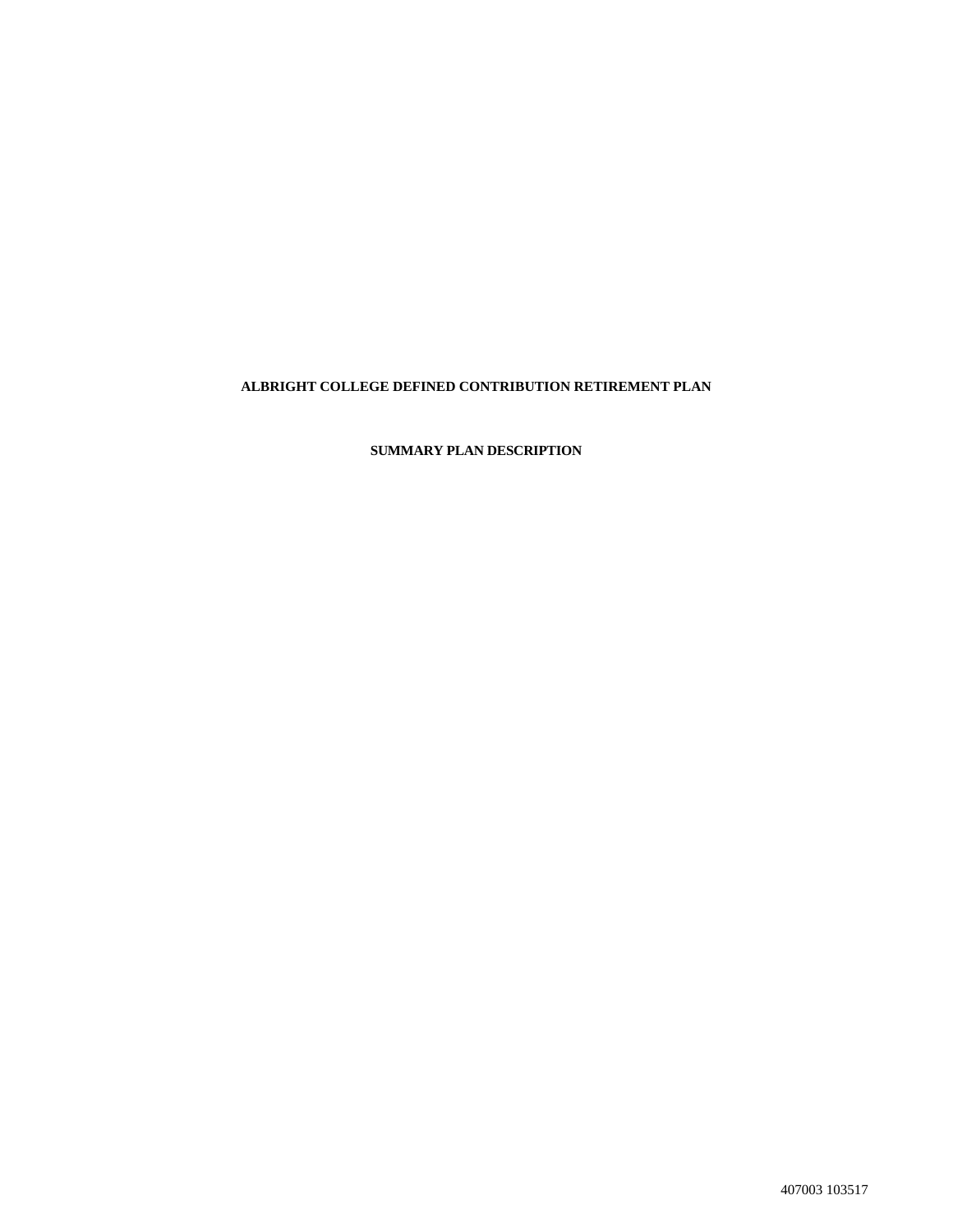# ALBRIGHT COLLEGE DEFINED CONTRIBUTION RETIREMENT PLAN

## SUMMARY PLAN DESCRIPTION

407003 103517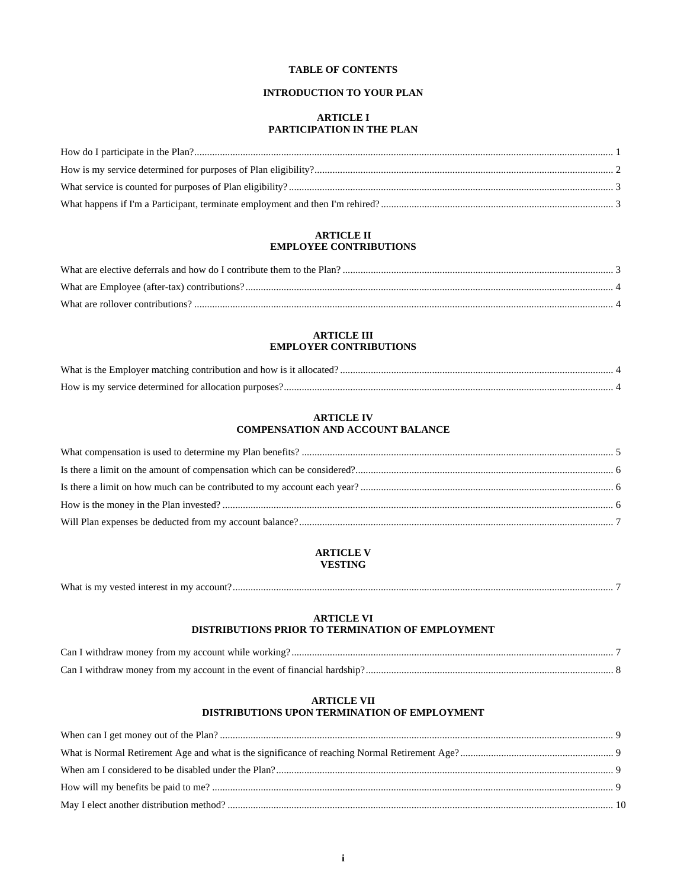# TABLE OF CONTENTS

## INTRODUCTION TO YOUR PLAN

## ARTICLE I
## PARTICIPATION IN THE PLAN

How do I participate in the Plan? ........ 1

How is my service determined for purposes of Plan eligibility? ........ 2

What service is counted for purposes of Plan eligibility? ........ 3

What happens if I'm a Participant, terminate employment and then I'm rehired? ........ 3

## ARTICLE II
## EMPLOYEE CONTRIBUTIONS

What are elective deferrals and how do I contribute them to the Plan? ........ 3

What are Employee (after-tax) contributions? ........ 4

What are rollover contributions? ........ 4

## ARTICLE III
## EMPLOYER CONTRIBUTIONS

What is the Employer matching contribution and how is it allocated? ........ 4

How is my service determined for allocation purposes? ........ 4

## ARTICLE IV
## COMPENSATION AND ACCOUNT BALANCE

What compensation is used to determine my Plan benefits? ........ 5

Is there a limit on the amount of compensation which can be considered? ........ 6

Is there a limit on how much can be contributed to my account each year? ........ 6

How is the money in the Plan invested? ........ 6

Will Plan expenses be deducted from my account balance? ........ 7

## ARTICLE V
## VESTING

What is my vested interest in my account? ........ 7

## ARTICLE VI
## DISTRIBUTIONS PRIOR TO TERMINATION OF EMPLOYMENT

Can I withdraw money from my account while working? ........ 7

Can I withdraw money from my account in the event of financial hardship? ........ 8

## ARTICLE VII
## DISTRIBUTIONS UPON TERMINATION OF EMPLOYMENT

When can I get money out of the Plan? ........ 9

What is Normal Retirement Age and what is the significance of reaching Normal Retirement Age? ........ 9

When am I considered to be disabled under the Plan? ........ 9

How will my benefits be paid to me? ........ 9

May I elect another distribution method? ........ 10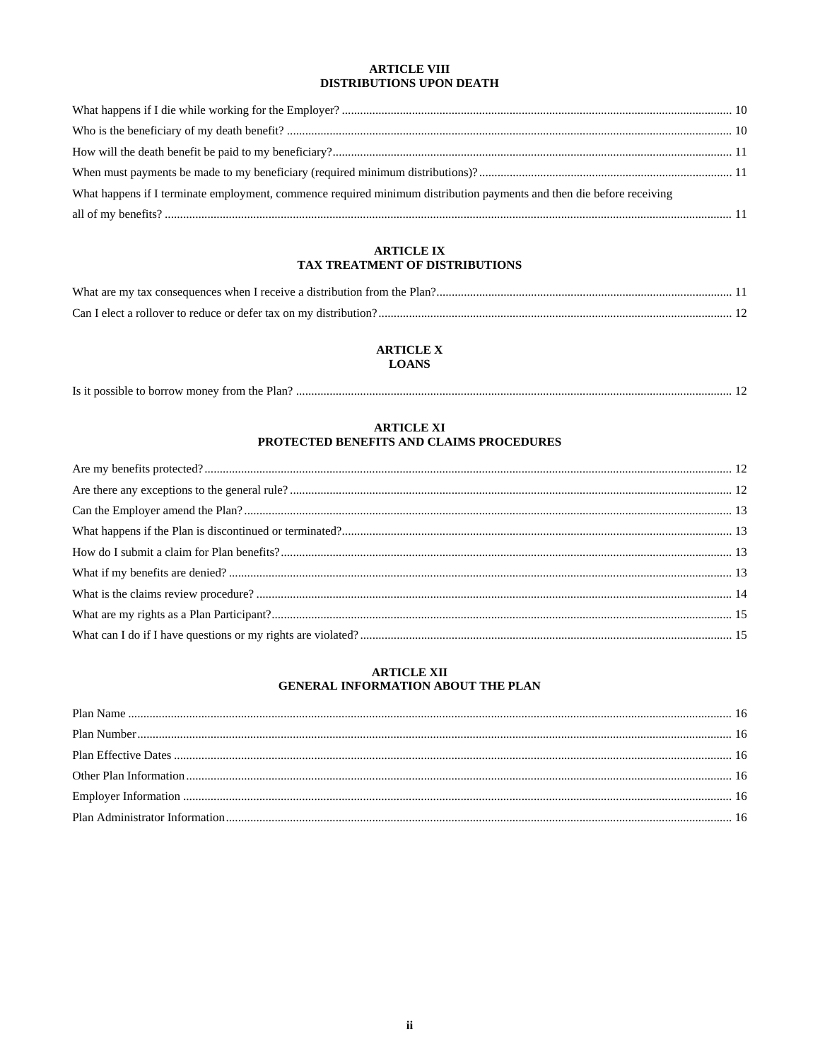**ARTICLE VIII**
**DISTRIBUTIONS UPON DEATH**

What happens if I die while working for the Employer? ..... 10
Who is the beneficiary of my death benefit? ..... 10
How will the death benefit be paid to my beneficiary? ..... 11
When must payments be made to my beneficiary (required minimum distributions)? ..... 11
What happens if I terminate employment, commence required minimum distribution payments and then die before receiving all of my benefits? ..... 11

**ARTICLE IX**
**TAX TREATMENT OF DISTRIBUTIONS**

What are my tax consequences when I receive a distribution from the Plan? ..... 11
Can I elect a rollover to reduce or defer tax on my distribution? ..... 12

**ARTICLE X**
**LOANS**

Is it possible to borrow money from the Plan? ..... 12

**ARTICLE XI**
**PROTECTED BENEFITS AND CLAIMS PROCEDURES**

Are my benefits protected? ..... 12
Are there any exceptions to the general rule? ..... 12
Can the Employer amend the Plan? ..... 13
What happens if the Plan is discontinued or terminated? ..... 13
How do I submit a claim for Plan benefits? ..... 13
What if my benefits are denied? ..... 13
What is the claims review procedure? ..... 14
What are my rights as a Plan Participant? ..... 15
What can I do if I have questions or my rights are violated? ..... 15

**ARTICLE XII**
**GENERAL INFORMATION ABOUT THE PLAN**

Plan Name ..... 16
Plan Number ..... 16
Plan Effective Dates ..... 16
Other Plan Information ..... 16
Employer Information ..... 16
Plan Administrator Information ..... 16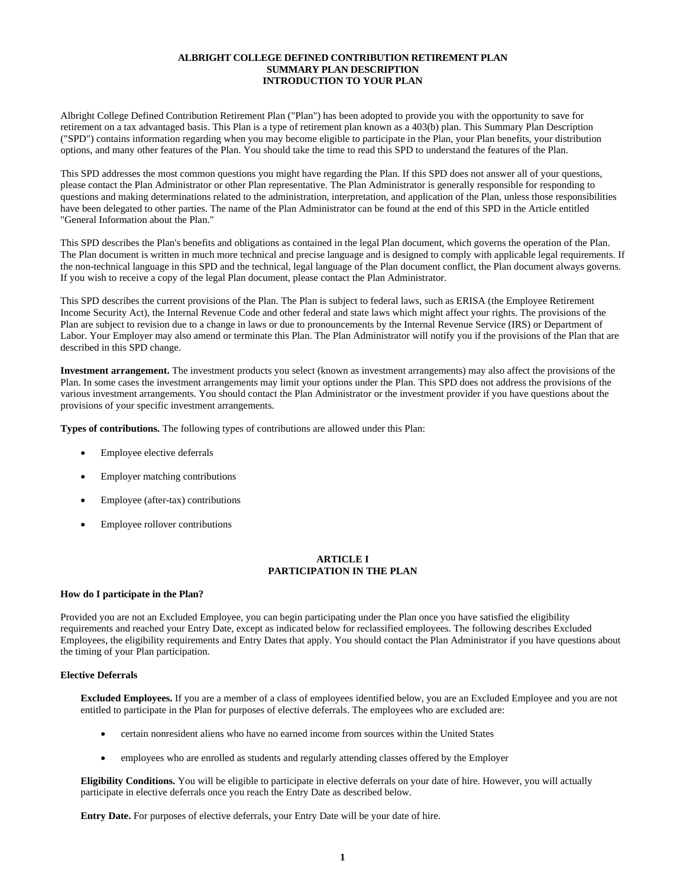# ALBRIGHT COLLEGE DEFINED CONTRIBUTION RETIREMENT PLAN
## SUMMARY PLAN DESCRIPTION
## INTRODUCTION TO YOUR PLAN

Albright College Defined Contribution Retirement Plan ("Plan") has been adopted to provide you with the opportunity to save for retirement on a tax advantaged basis. This Plan is a type of retirement plan known as a 403(b) plan. This Summary Plan Description ("SPD") contains information regarding when you may become eligible to participate in the Plan, your Plan benefits, your distribution options, and many other features of the Plan. You should take the time to read this SPD to understand the features of the Plan.

This SPD addresses the most common questions you might have regarding the Plan. If this SPD does not answer all of your questions, please contact the Plan Administrator or other Plan representative. The Plan Administrator is generally responsible for responding to questions and making determinations related to the administration, interpretation, and application of the Plan, unless those responsibilities have been delegated to other parties. The name of the Plan Administrator can be found at the end of this SPD in the Article entitled "General Information about the Plan."

This SPD describes the Plan's benefits and obligations as contained in the legal Plan document, which governs the operation of the Plan. The Plan document is written in much more technical and precise language and is designed to comply with applicable legal requirements. If the non-technical language in this SPD and the technical, legal language of the Plan document conflict, the Plan document always governs. If you wish to receive a copy of the legal Plan document, please contact the Plan Administrator.

This SPD describes the current provisions of the Plan. The Plan is subject to federal laws, such as ERISA (the Employee Retirement Income Security Act), the Internal Revenue Code and other federal and state laws which might affect your rights. The provisions of the Plan are subject to revision due to a change in laws or due to pronouncements by the Internal Revenue Service (IRS) or Department of Labor. Your Employer may also amend or terminate this Plan. The Plan Administrator will notify you if the provisions of the Plan that are described in this SPD change.

**Investment arrangement.** The investment products you select (known as investment arrangements) may also affect the provisions of the Plan. In some cases the investment arrangements may limit your options under the Plan. This SPD does not address the provisions of the various investment arrangements. You should contact the Plan Administrator or the investment provider if you have questions about the provisions of your specific investment arrangements.

**Types of contributions.** The following types of contributions are allowed under this Plan:

- Employee elective deferrals
- Employer matching contributions
- Employee (after-tax) contributions
- Employee rollover contributions

## ARTICLE I
## PARTICIPATION IN THE PLAN

**How do I participate in the Plan?**

Provided you are not an Excluded Employee, you can begin participating under the Plan once you have satisfied the eligibility requirements and reached your Entry Date, except as indicated below for reclassified employees. The following describes Excluded Employees, the eligibility requirements and Entry Dates that apply. You should contact the Plan Administrator if you have questions about the timing of your Plan participation.

**Elective Deferrals**

**Excluded Employees.** If you are a member of a class of employees identified below, you are an Excluded Employee and you are not entitled to participate in the Plan for purposes of elective deferrals. The employees who are excluded are:

- certain nonresident aliens who have no earned income from sources within the United States
- employees who are enrolled as students and regularly attending classes offered by the Employer

**Eligibility Conditions.** You will be eligible to participate in elective deferrals on your date of hire. However, you will actually participate in elective deferrals once you reach the Entry Date as described below.

**Entry Date.** For purposes of elective deferrals, your Entry Date will be your date of hire.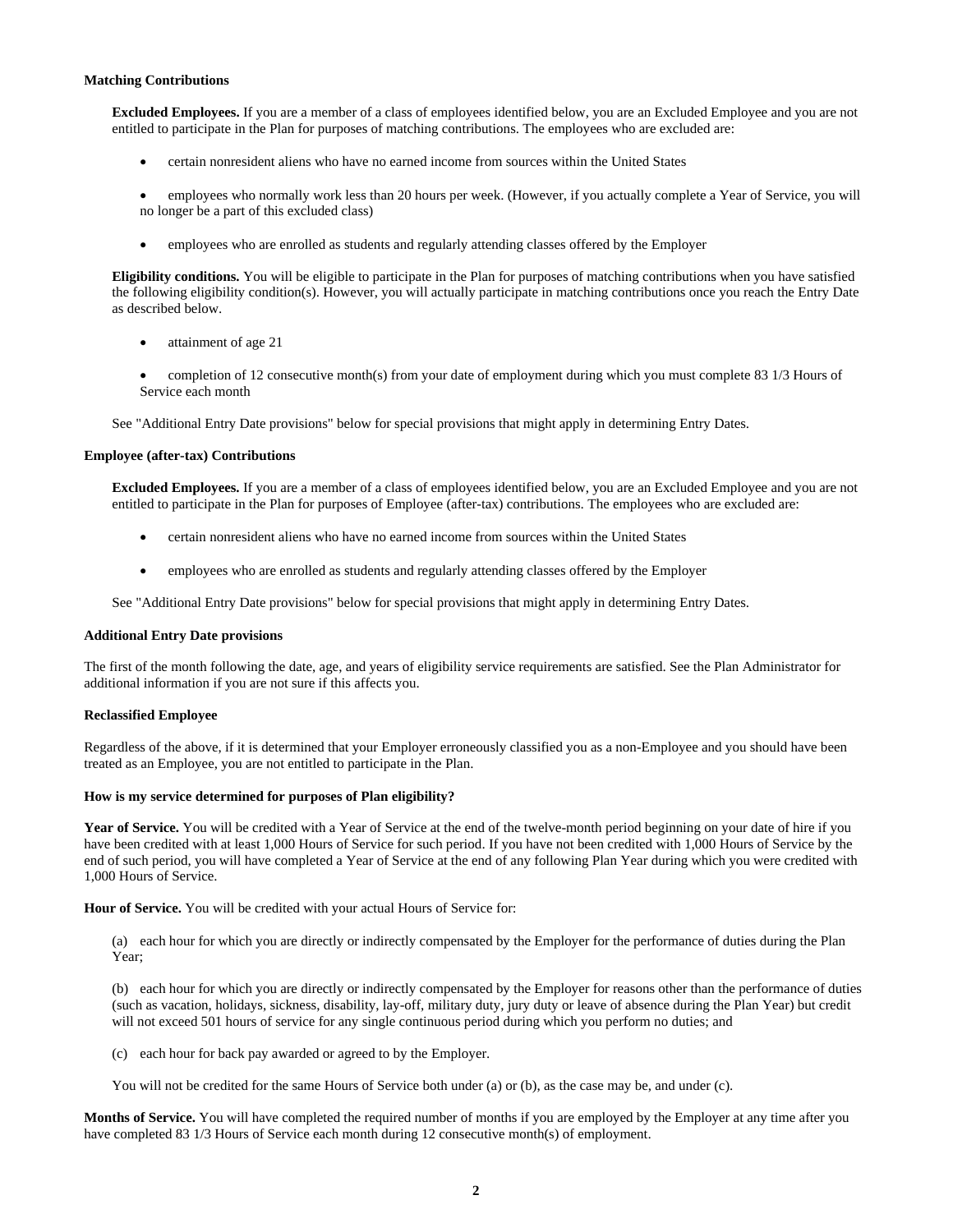**Matching Contributions**

**Excluded Employees.** If you are a member of a class of employees identified below, you are an Excluded Employee and you are not entitled to participate in the Plan for purposes of matching contributions. The employees who are excluded are:

- certain nonresident aliens who have no earned income from sources within the United States
- employees who normally work less than 20 hours per week. (However, if you actually complete a Year of Service, you will no longer be a part of this excluded class)
- employees who are enrolled as students and regularly attending classes offered by the Employer

**Eligibility conditions.** You will be eligible to participate in the Plan for purposes of matching contributions when you have satisfied the following eligibility condition(s). However, you will actually participate in matching contributions once you reach the Entry Date as described below.

- attainment of age 21
- completion of 12 consecutive month(s) from your date of employment during which you must complete 83 1/3 Hours of Service each month

See "Additional Entry Date provisions" below for special provisions that might apply in determining Entry Dates.

**Employee (after-tax) Contributions**

**Excluded Employees.** If you are a member of a class of employees identified below, you are an Excluded Employee and you are not entitled to participate in the Plan for purposes of Employee (after-tax) contributions. The employees who are excluded are:

- certain nonresident aliens who have no earned income from sources within the United States
- employees who are enrolled as students and regularly attending classes offered by the Employer

See "Additional Entry Date provisions" below for special provisions that might apply in determining Entry Dates.

**Additional Entry Date provisions**

The first of the month following the date, age, and years of eligibility service requirements are satisfied. See the Plan Administrator for additional information if you are not sure if this affects you.

**Reclassified Employee**

Regardless of the above, if it is determined that your Employer erroneously classified you as a non-Employee and you should have been treated as an Employee, you are not entitled to participate in the Plan.

**How is my service determined for purposes of Plan eligibility?**

**Year of Service.** You will be credited with a Year of Service at the end of the twelve-month period beginning on your date of hire if you have been credited with at least 1,000 Hours of Service for such period. If you have not been credited with 1,000 Hours of Service by the end of such period, you will have completed a Year of Service at the end of any following Plan Year during which you were credited with 1,000 Hours of Service.

**Hour of Service.** You will be credited with your actual Hours of Service for:

(a) each hour for which you are directly or indirectly compensated by the Employer for the performance of duties during the Plan Year;

(b) each hour for which you are directly or indirectly compensated by the Employer for reasons other than the performance of duties (such as vacation, holidays, sickness, disability, lay-off, military duty, jury duty or leave of absence during the Plan Year) but credit will not exceed 501 hours of service for any single continuous period during which you perform no duties; and

(c) each hour for back pay awarded or agreed to by the Employer.

You will not be credited for the same Hours of Service both under (a) or (b), as the case may be, and under (c).

**Months of Service.** You will have completed the required number of months if you are employed by the Employer at any time after you have completed 83 1/3 Hours of Service each month during 12 consecutive month(s) of employment.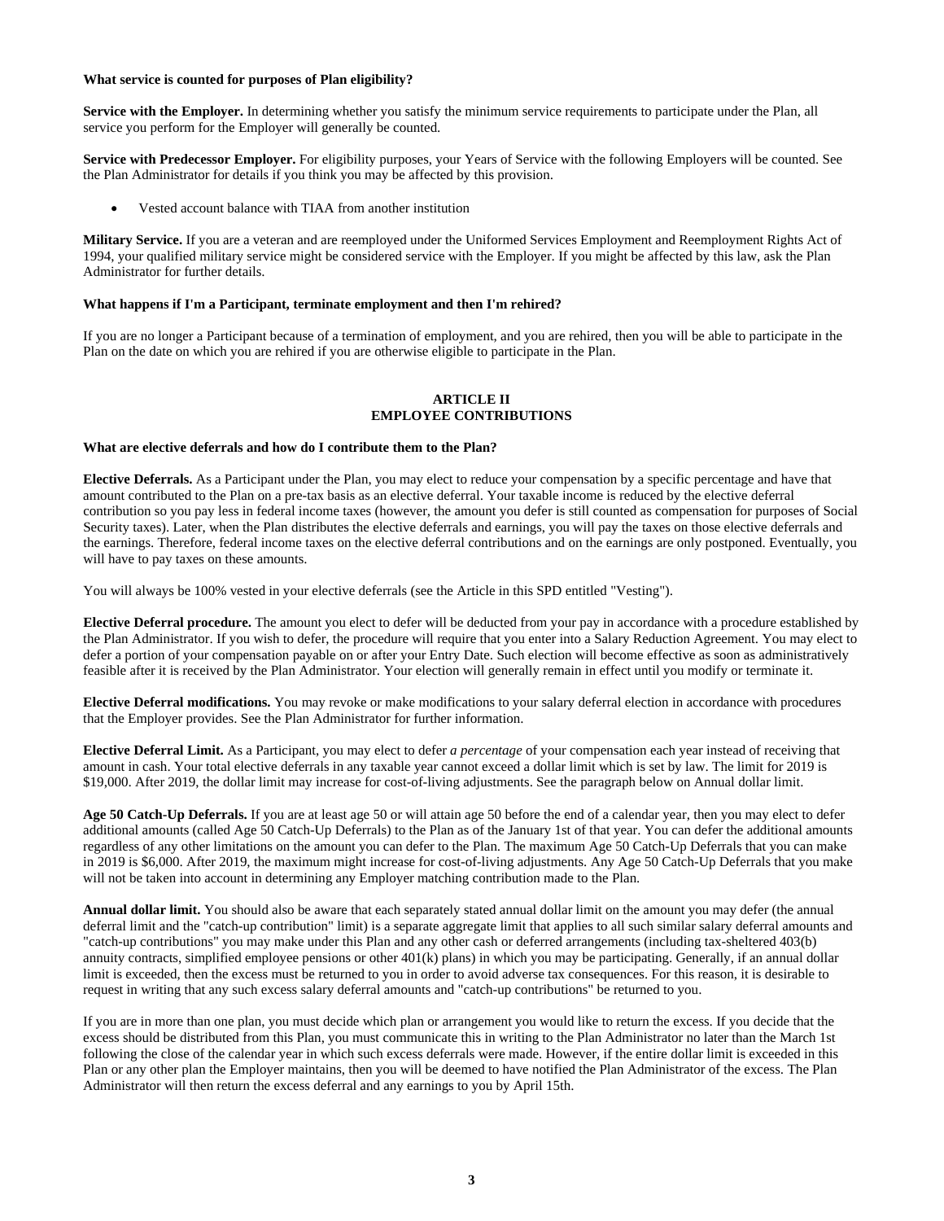**What service is counted for purposes of Plan eligibility?**

**Service with the Employer.** In determining whether you satisfy the minimum service requirements to participate under the Plan, all service you perform for the Employer will generally be counted.

**Service with Predecessor Employer.** For eligibility purposes, your Years of Service with the following Employers will be counted. See the Plan Administrator for details if you think you may be affected by this provision.

- Vested account balance with TIAA from another institution

**Military Service.** If you are a veteran and are reemployed under the Uniformed Services Employment and Reemployment Rights Act of 1994, your qualified military service might be considered service with the Employer. If you might be affected by this law, ask the Plan Administrator for further details.

**What happens if I'm a Participant, terminate employment and then I'm rehired?**

If you are no longer a Participant because of a termination of employment, and you are rehired, then you will be able to participate in the Plan on the date on which you are rehired if you are otherwise eligible to participate in the Plan.

## ARTICLE II
## EMPLOYEE CONTRIBUTIONS

**What are elective deferrals and how do I contribute them to the Plan?**

**Elective Deferrals.** As a Participant under the Plan, you may elect to reduce your compensation by a specific percentage and have that amount contributed to the Plan on a pre-tax basis as an elective deferral. Your taxable income is reduced by the elective deferral contribution so you pay less in federal income taxes (however, the amount you defer is still counted as compensation for purposes of Social Security taxes). Later, when the Plan distributes the elective deferrals and earnings, you will pay the taxes on those elective deferrals and the earnings. Therefore, federal income taxes on the elective deferral contributions and on the earnings are only postponed. Eventually, you will have to pay taxes on these amounts.

You will always be 100% vested in your elective deferrals (see the Article in this SPD entitled "Vesting").

**Elective Deferral procedure.** The amount you elect to defer will be deducted from your pay in accordance with a procedure established by the Plan Administrator. If you wish to defer, the procedure will require that you enter into a Salary Reduction Agreement. You may elect to defer a portion of your compensation payable on or after your Entry Date. Such election will become effective as soon as administratively feasible after it is received by the Plan Administrator. Your election will generally remain in effect until you modify or terminate it.

**Elective Deferral modifications.** You may revoke or make modifications to your salary deferral election in accordance with procedures that the Employer provides. See the Plan Administrator for further information.

**Elective Deferral Limit.** As a Participant, you may elect to defer *a percentage* of your compensation each year instead of receiving that amount in cash. Your total elective deferrals in any taxable year cannot exceed a dollar limit which is set by law. The limit for 2019 is $19,000. After 2019, the dollar limit may increase for cost-of-living adjustments. See the paragraph below on Annual dollar limit.

**Age 50 Catch-Up Deferrals.** If you are at least age 50 or will attain age 50 before the end of a calendar year, then you may elect to defer additional amounts (called Age 50 Catch-Up Deferrals) to the Plan as of the January 1st of that year. You can defer the additional amounts regardless of any other limitations on the amount you can defer to the Plan. The maximum Age 50 Catch-Up Deferrals that you can make in 2019 is $6,000. After 2019, the maximum might increase for cost-of-living adjustments. Any Age 50 Catch-Up Deferrals that you make will not be taken into account in determining any Employer matching contribution made to the Plan.

**Annual dollar limit.** You should also be aware that each separately stated annual dollar limit on the amount you may defer (the annual deferral limit and the "catch-up contribution" limit) is a separate aggregate limit that applies to all such similar salary deferral amounts and "catch-up contributions" you may make under this Plan and any other cash or deferred arrangements (including tax-sheltered 403(b) annuity contracts, simplified employee pensions or other 401(k) plans) in which you may be participating. Generally, if an annual dollar limit is exceeded, then the excess must be returned to you in order to avoid adverse tax consequences. For this reason, it is desirable to request in writing that any such excess salary deferral amounts and "catch-up contributions" be returned to you.

If you are in more than one plan, you must decide which plan or arrangement you would like to return the excess. If you decide that the excess should be distributed from this Plan, you must communicate this in writing to the Plan Administrator no later than the March 1st following the close of the calendar year in which such excess deferrals were made. However, if the entire dollar limit is exceeded in this Plan or any other plan the Employer maintains, then you will be deemed to have notified the Plan Administrator of the excess. The Plan Administrator will then return the excess deferral and any earnings to you by April 15th.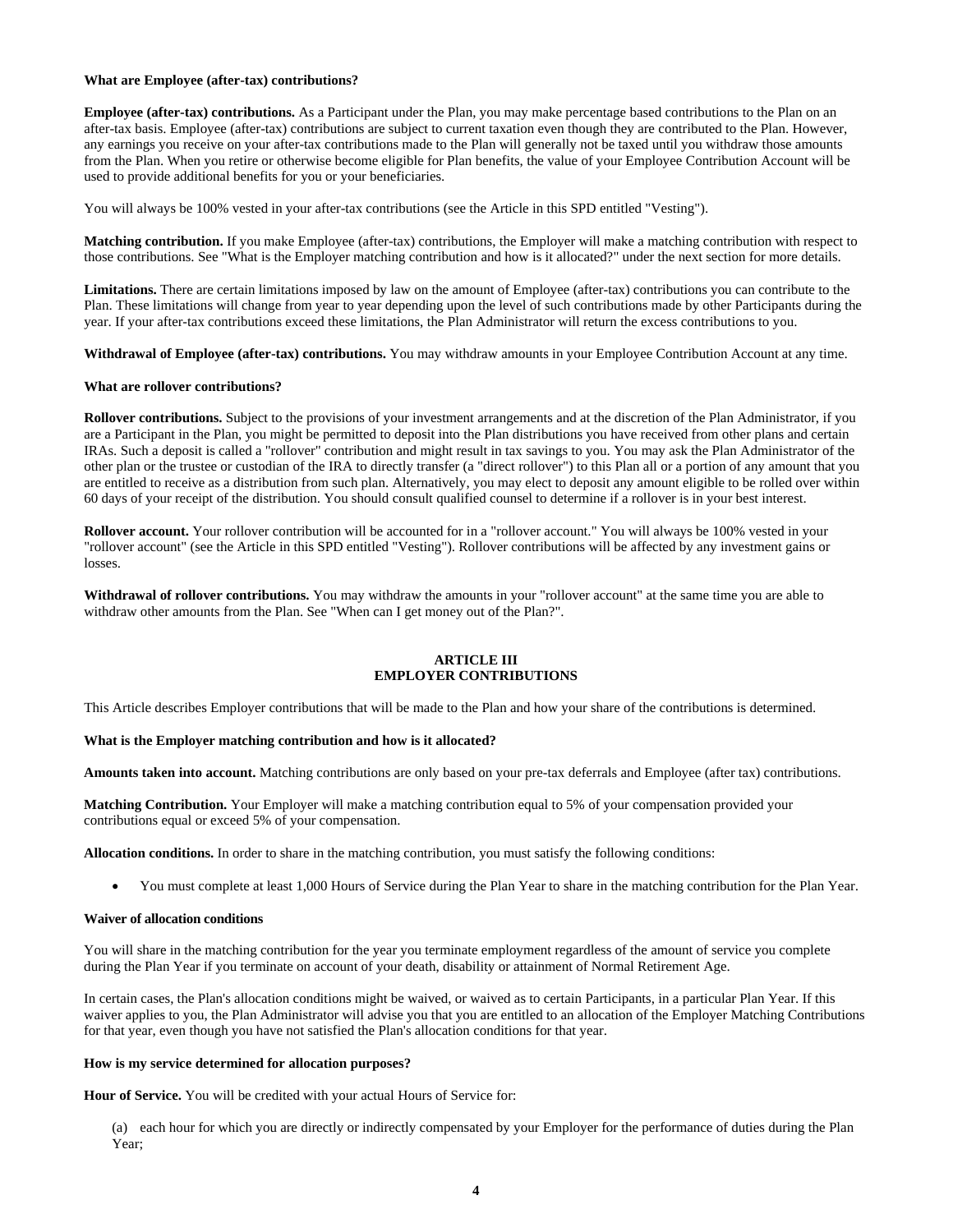**What are Employee (after-tax) contributions?**

**Employee (after-tax) contributions.** As a Participant under the Plan, you may make percentage based contributions to the Plan on an after-tax basis. Employee (after-tax) contributions are subject to current taxation even though they are contributed to the Plan. However, any earnings you receive on your after-tax contributions made to the Plan will generally not be taxed until you withdraw those amounts from the Plan. When you retire or otherwise become eligible for Plan benefits, the value of your Employee Contribution Account will be used to provide additional benefits for you or your beneficiaries.

You will always be 100% vested in your after-tax contributions (see the Article in this SPD entitled "Vesting").

**Matching contribution.** If you make Employee (after-tax) contributions, the Employer will make a matching contribution with respect to those contributions. See "What is the Employer matching contribution and how is it allocated?" under the next section for more details.

**Limitations.** There are certain limitations imposed by law on the amount of Employee (after-tax) contributions you can contribute to the Plan. These limitations will change from year to year depending upon the level of such contributions made by other Participants during the year. If your after-tax contributions exceed these limitations, the Plan Administrator will return the excess contributions to you.

**Withdrawal of Employee (after-tax) contributions.** You may withdraw amounts in your Employee Contribution Account at any time.

**What are rollover contributions?**

**Rollover contributions.** Subject to the provisions of your investment arrangements and at the discretion of the Plan Administrator, if you are a Participant in the Plan, you might be permitted to deposit into the Plan distributions you have received from other plans and certain IRAs. Such a deposit is called a "rollover" contribution and might result in tax savings to you. You may ask the Plan Administrator of the other plan or the trustee or custodian of the IRA to directly transfer (a "direct rollover") to this Plan all or a portion of any amount that you are entitled to receive as a distribution from such plan. Alternatively, you may elect to deposit any amount eligible to be rolled over within 60 days of your receipt of the distribution. You should consult qualified counsel to determine if a rollover is in your best interest.

**Rollover account.** Your rollover contribution will be accounted for in a "rollover account." You will always be 100% vested in your "rollover account" (see the Article in this SPD entitled "Vesting"). Rollover contributions will be affected by any investment gains or losses.

**Withdrawal of rollover contributions.** You may withdraw the amounts in your "rollover account" at the same time you are able to withdraw other amounts from the Plan. See "When can I get money out of the Plan?".

## ARTICLE III
## EMPLOYER CONTRIBUTIONS

This Article describes Employer contributions that will be made to the Plan and how your share of the contributions is determined.

**What is the Employer matching contribution and how is it allocated?**

**Amounts taken into account.** Matching contributions are only based on your pre-tax deferrals and Employee (after tax) contributions.

**Matching Contribution.** Your Employer will make a matching contribution equal to 5% of your compensation provided your contributions equal or exceed 5% of your compensation.

**Allocation conditions.** In order to share in the matching contribution, you must satisfy the following conditions:

- You must complete at least 1,000 Hours of Service during the Plan Year to share in the matching contribution for the Plan Year.

**Waiver of allocation conditions**

You will share in the matching contribution for the year you terminate employment regardless of the amount of service you complete during the Plan Year if you terminate on account of your death, disability or attainment of Normal Retirement Age.

In certain cases, the Plan's allocation conditions might be waived, or waived as to certain Participants, in a particular Plan Year. If this waiver applies to you, the Plan Administrator will advise you that you are entitled to an allocation of the Employer Matching Contributions for that year, even though you have not satisfied the Plan's allocation conditions for that year.

**How is my service determined for allocation purposes?**

**Hour of Service.** You will be credited with your actual Hours of Service for:

(a) each hour for which you are directly or indirectly compensated by your Employer for the performance of duties during the Plan Year;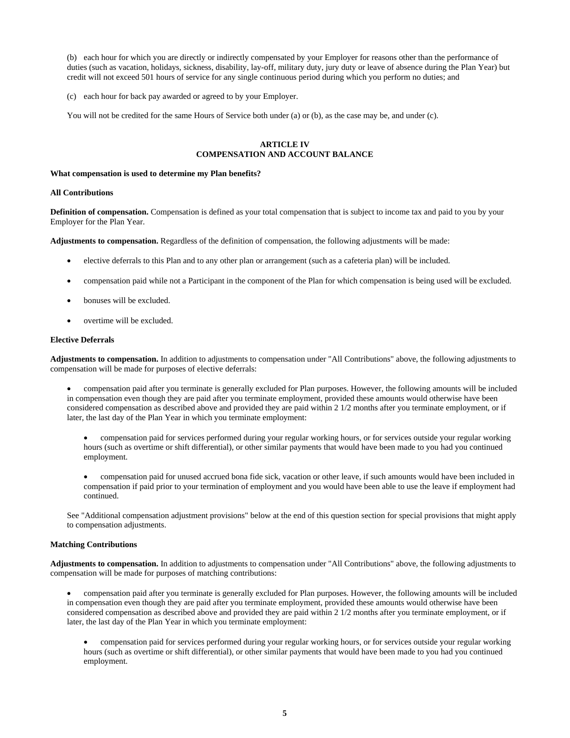(b) each hour for which you are directly or indirectly compensated by your Employer for reasons other than the performance of duties (such as vacation, holidays, sickness, disability, lay-off, military duty, jury duty or leave of absence during the Plan Year) but credit will not exceed 501 hours of service for any single continuous period during which you perform no duties; and

(c) each hour for back pay awarded or agreed to by your Employer.

You will not be credited for the same Hours of Service both under (a) or (b), as the case may be, and under (c).

## ARTICLE IV
## COMPENSATION AND ACCOUNT BALANCE

**What compensation is used to determine my Plan benefits?**

**All Contributions**

**Definition of compensation.** Compensation is defined as your total compensation that is subject to income tax and paid to you by your Employer for the Plan Year.

**Adjustments to compensation.** Regardless of the definition of compensation, the following adjustments will be made:

- elective deferrals to this Plan and to any other plan or arrangement (such as a cafeteria plan) will be included.
- compensation paid while not a Participant in the component of the Plan for which compensation is being used will be excluded.
- bonuses will be excluded.
- overtime will be excluded.

**Elective Deferrals**

**Adjustments to compensation.** In addition to adjustments to compensation under "All Contributions" above, the following adjustments to compensation will be made for purposes of elective deferrals:

- compensation paid after you terminate is generally excluded for Plan purposes. However, the following amounts will be included in compensation even though they are paid after you terminate employment, provided these amounts would otherwise have been considered compensation as described above and provided they are paid within 2 1/2 months after you terminate employment, or if later, the last day of the Plan Year in which you terminate employment:
  - compensation paid for services performed during your regular working hours, or for services outside your regular working hours (such as overtime or shift differential), or other similar payments that would have been made to you had you continued employment.
  - compensation paid for unused accrued bona fide sick, vacation or other leave, if such amounts would have been included in compensation if paid prior to your termination of employment and you would have been able to use the leave if employment had continued.

See "Additional compensation adjustment provisions" below at the end of this question section for special provisions that might apply to compensation adjustments.

**Matching Contributions**

**Adjustments to compensation.** In addition to adjustments to compensation under "All Contributions" above, the following adjustments to compensation will be made for purposes of matching contributions:

- compensation paid after you terminate is generally excluded for Plan purposes. However, the following amounts will be included in compensation even though they are paid after you terminate employment, provided these amounts would otherwise have been considered compensation as described above and provided they are paid within 2 1/2 months after you terminate employment, or if later, the last day of the Plan Year in which you terminate employment:
  - compensation paid for services performed during your regular working hours, or for services outside your regular working hours (such as overtime or shift differential), or other similar payments that would have been made to you had you continued employment.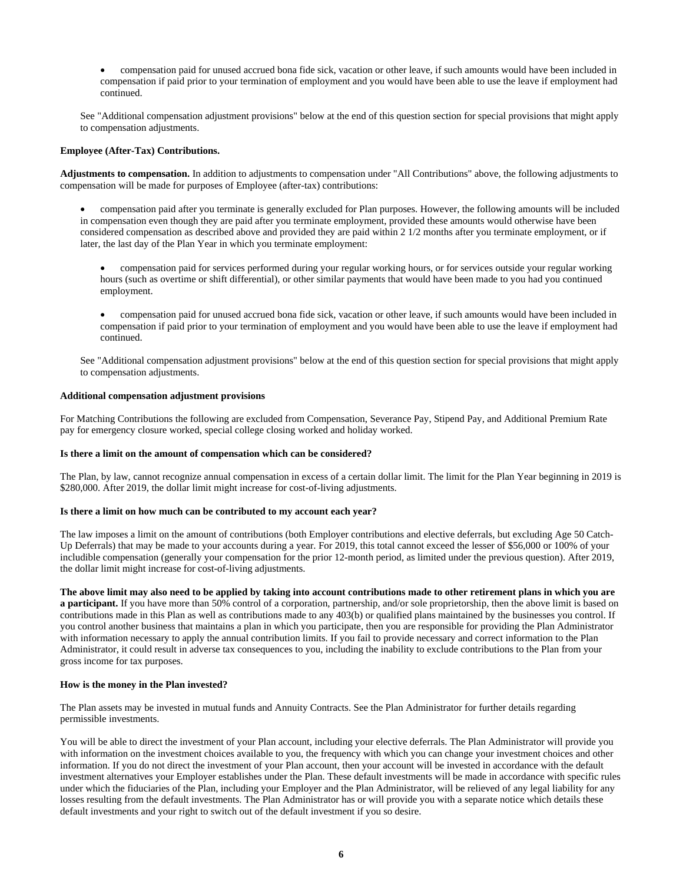- compensation paid for unused accrued bona fide sick, vacation or other leave, if such amounts would have been included in compensation if paid prior to your termination of employment and you would have been able to use the leave if employment had continued.

See "Additional compensation adjustment provisions" below at the end of this question section for special provisions that might apply to compensation adjustments.

**Employee (After-Tax) Contributions.**

**Adjustments to compensation.** In addition to adjustments to compensation under "All Contributions" above, the following adjustments to compensation will be made for purposes of Employee (after-tax) contributions:

- compensation paid after you terminate is generally excluded for Plan purposes. However, the following amounts will be included in compensation even though they are paid after you terminate employment, provided these amounts would otherwise have been considered compensation as described above and provided they are paid within 2 1/2 months after you terminate employment, or if later, the last day of the Plan Year in which you terminate employment:

  - compensation paid for services performed during your regular working hours, or for services outside your regular working hours (such as overtime or shift differential), or other similar payments that would have been made to you had you continued employment.

  - compensation paid for unused accrued bona fide sick, vacation or other leave, if such amounts would have been included in compensation if paid prior to your termination of employment and you would have been able to use the leave if employment had continued.

See "Additional compensation adjustment provisions" below at the end of this question section for special provisions that might apply to compensation adjustments.

**Additional compensation adjustment provisions**

For Matching Contributions the following are excluded from Compensation, Severance Pay, Stipend Pay, and Additional Premium Rate pay for emergency closure worked, special college closing worked and holiday worked.

**Is there a limit on the amount of compensation which can be considered?**

The Plan, by law, cannot recognize annual compensation in excess of a certain dollar limit. The limit for the Plan Year beginning in 2019 is $280,000. After 2019, the dollar limit might increase for cost-of-living adjustments.

**Is there a limit on how much can be contributed to my account each year?**

The law imposes a limit on the amount of contributions (both Employer contributions and elective deferrals, but excluding Age 50 Catch-Up Deferrals) that may be made to your accounts during a year. For 2019, this total cannot exceed the lesser of $56,000 or 100% of your includible compensation (generally your compensation for the prior 12-month period, as limited under the previous question). After 2019, the dollar limit might increase for cost-of-living adjustments.

**The above limit may also need to be applied by taking into account contributions made to other retirement plans in which you are a participant.** If you have more than 50% control of a corporation, partnership, and/or sole proprietorship, then the above limit is based on contributions made in this Plan as well as contributions made to any 403(b) or qualified plans maintained by the businesses you control. If you control another business that maintains a plan in which you participate, then you are responsible for providing the Plan Administrator with information necessary to apply the annual contribution limits. If you fail to provide necessary and correct information to the Plan Administrator, it could result in adverse tax consequences to you, including the inability to exclude contributions to the Plan from your gross income for tax purposes.

**How is the money in the Plan invested?**

The Plan assets may be invested in mutual funds and Annuity Contracts. See the Plan Administrator for further details regarding permissible investments.

You will be able to direct the investment of your Plan account, including your elective deferrals. The Plan Administrator will provide you with information on the investment choices available to you, the frequency with which you can change your investment choices and other information. If you do not direct the investment of your Plan account, then your account will be invested in accordance with the default investment alternatives your Employer establishes under the Plan. These default investments will be made in accordance with specific rules under which the fiduciaries of the Plan, including your Employer and the Plan Administrator, will be relieved of any legal liability for any losses resulting from the default investments. The Plan Administrator has or will provide you with a separate notice which details these default investments and your right to switch out of the default investment if you so desire.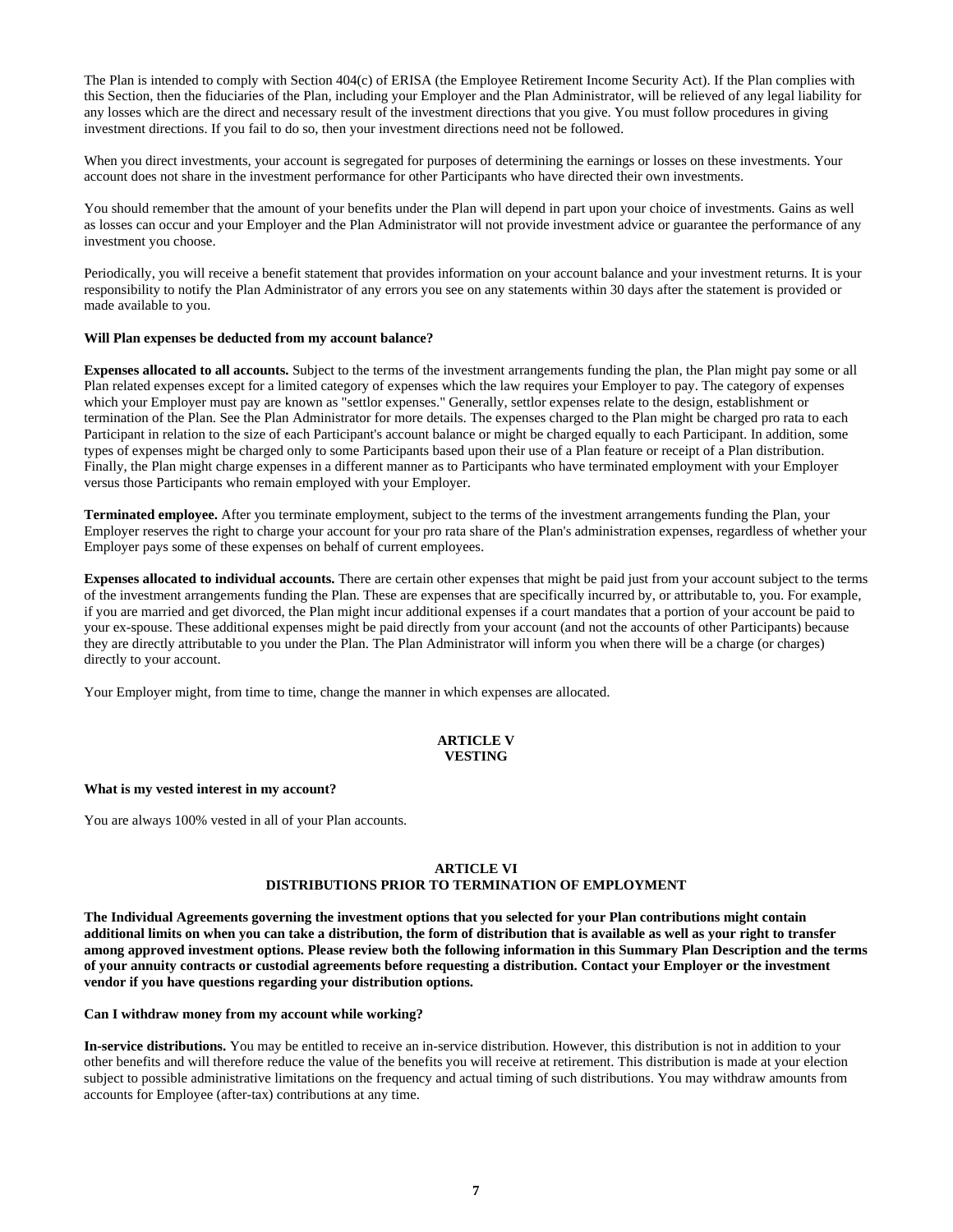The Plan is intended to comply with Section 404(c) of ERISA (the Employee Retirement Income Security Act). If the Plan complies with this Section, then the fiduciaries of the Plan, including your Employer and the Plan Administrator, will be relieved of any legal liability for any losses which are the direct and necessary result of the investment directions that you give. You must follow procedures in giving investment directions. If you fail to do so, then your investment directions need not be followed.

When you direct investments, your account is segregated for purposes of determining the earnings or losses on these investments. Your account does not share in the investment performance for other Participants who have directed their own investments.

You should remember that the amount of your benefits under the Plan will depend in part upon your choice of investments. Gains as well as losses can occur and your Employer and the Plan Administrator will not provide investment advice or guarantee the performance of any investment you choose.

Periodically, you will receive a benefit statement that provides information on your account balance and your investment returns. It is your responsibility to notify the Plan Administrator of any errors you see on any statements within 30 days after the statement is provided or made available to you.

**Will Plan expenses be deducted from my account balance?**

**Expenses allocated to all accounts.** Subject to the terms of the investment arrangements funding the plan, the Plan might pay some or all Plan related expenses except for a limited category of expenses which the law requires your Employer to pay. The category of expenses which your Employer must pay are known as "settlor expenses." Generally, settlor expenses relate to the design, establishment or termination of the Plan. See the Plan Administrator for more details. The expenses charged to the Plan might be charged pro rata to each Participant in relation to the size of each Participant's account balance or might be charged equally to each Participant. In addition, some types of expenses might be charged only to some Participants based upon their use of a Plan feature or receipt of a Plan distribution. Finally, the Plan might charge expenses in a different manner as to Participants who have terminated employment with your Employer versus those Participants who remain employed with your Employer.

**Terminated employee.** After you terminate employment, subject to the terms of the investment arrangements funding the Plan, your Employer reserves the right to charge your account for your pro rata share of the Plan's administration expenses, regardless of whether your Employer pays some of these expenses on behalf of current employees.

**Expenses allocated to individual accounts.** There are certain other expenses that might be paid just from your account subject to the terms of the investment arrangements funding the Plan. These are expenses that are specifically incurred by, or attributable to, you. For example, if you are married and get divorced, the Plan might incur additional expenses if a court mandates that a portion of your account be paid to your ex-spouse. These additional expenses might be paid directly from your account (and not the accounts of other Participants) because they are directly attributable to you under the Plan. The Plan Administrator will inform you when there will be a charge (or charges) directly to your account.

Your Employer might, from time to time, change the manner in which expenses are allocated.

## ARTICLE V
## VESTING

**What is my vested interest in my account?**

You are always 100% vested in all of your Plan accounts.

## ARTICLE VI
## DISTRIBUTIONS PRIOR TO TERMINATION OF EMPLOYMENT

**The Individual Agreements governing the investment options that you selected for your Plan contributions might contain additional limits on when you can take a distribution, the form of distribution that is available as well as your right to transfer among approved investment options. Please review both the following information in this Summary Plan Description and the terms of your annuity contracts or custodial agreements before requesting a distribution. Contact your Employer or the investment vendor if you have questions regarding your distribution options.**

**Can I withdraw money from my account while working?**

**In-service distributions.** You may be entitled to receive an in-service distribution. However, this distribution is not in addition to your other benefits and will therefore reduce the value of the benefits you will receive at retirement. This distribution is made at your election subject to possible administrative limitations on the frequency and actual timing of such distributions. You may withdraw amounts from accounts for Employee (after-tax) contributions at any time.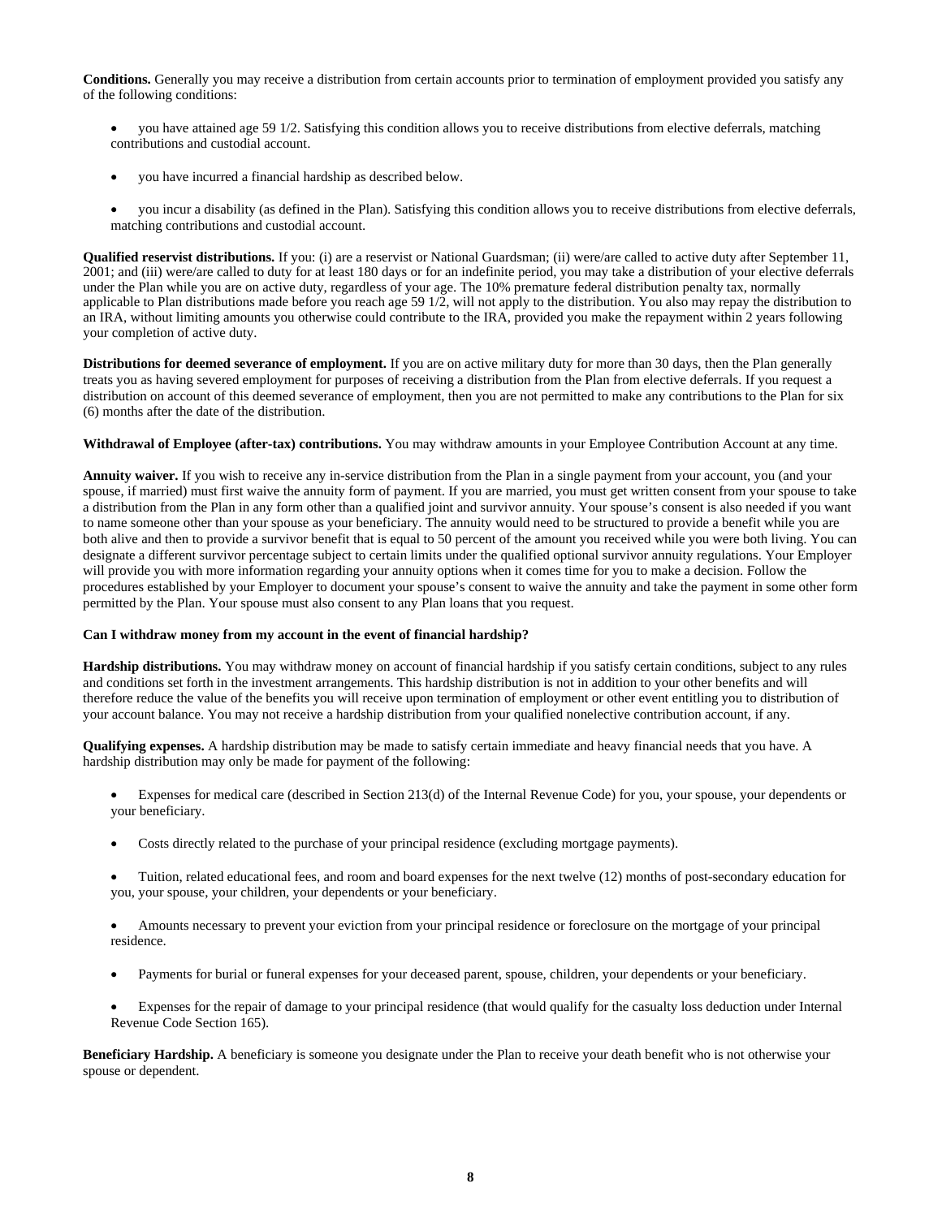**Conditions.** Generally you may receive a distribution from certain accounts prior to termination of employment provided you satisfy any of the following conditions:

- you have attained age 59 1/2. Satisfying this condition allows you to receive distributions from elective deferrals, matching contributions and custodial account.
- you have incurred a financial hardship as described below.
- you incur a disability (as defined in the Plan). Satisfying this condition allows you to receive distributions from elective deferrals, matching contributions and custodial account.

**Qualified reservist distributions.** If you: (i) are a reservist or National Guardsman; (ii) were/are called to active duty after September 11, 2001; and (iii) were/are called to duty for at least 180 days or for an indefinite period, you may take a distribution of your elective deferrals under the Plan while you are on active duty, regardless of your age. The 10% premature federal distribution penalty tax, normally applicable to Plan distributions made before you reach age 59 1/2, will not apply to the distribution. You also may repay the distribution to an IRA, without limiting amounts you otherwise could contribute to the IRA, provided you make the repayment within 2 years following your completion of active duty.

**Distributions for deemed severance of employment.** If you are on active military duty for more than 30 days, then the Plan generally treats you as having severed employment for purposes of receiving a distribution from the Plan from elective deferrals. If you request a distribution on account of this deemed severance of employment, then you are not permitted to make any contributions to the Plan for six (6) months after the date of the distribution.

**Withdrawal of Employee (after-tax) contributions.** You may withdraw amounts in your Employee Contribution Account at any time.

**Annuity waiver.** If you wish to receive any in-service distribution from the Plan in a single payment from your account, you (and your spouse, if married) must first waive the annuity form of payment. If you are married, you must get written consent from your spouse to take a distribution from the Plan in any form other than a qualified joint and survivor annuity. Your spouse's consent is also needed if you want to name someone other than your spouse as your beneficiary. The annuity would need to be structured to provide a benefit while you are both alive and then to provide a survivor benefit that is equal to 50 percent of the amount you received while you were both living. You can designate a different survivor percentage subject to certain limits under the qualified optional survivor annuity regulations. Your Employer will provide you with more information regarding your annuity options when it comes time for you to make a decision. Follow the procedures established by your Employer to document your spouse's consent to waive the annuity and take the payment in some other form permitted by the Plan. Your spouse must also consent to any Plan loans that you request.

**Can I withdraw money from my account in the event of financial hardship?**

**Hardship distributions.** You may withdraw money on account of financial hardship if you satisfy certain conditions, subject to any rules and conditions set forth in the investment arrangements. This hardship distribution is not in addition to your other benefits and will therefore reduce the value of the benefits you will receive upon termination of employment or other event entitling you to distribution of your account balance. You may not receive a hardship distribution from your qualified nonelective contribution account, if any.

**Qualifying expenses.** A hardship distribution may be made to satisfy certain immediate and heavy financial needs that you have. A hardship distribution may only be made for payment of the following:

- Expenses for medical care (described in Section 213(d) of the Internal Revenue Code) for you, your spouse, your dependents or your beneficiary.
- Costs directly related to the purchase of your principal residence (excluding mortgage payments).
- Tuition, related educational fees, and room and board expenses for the next twelve (12) months of post-secondary education for you, your spouse, your children, your dependents or your beneficiary.
- Amounts necessary to prevent your eviction from your principal residence or foreclosure on the mortgage of your principal residence.
- Payments for burial or funeral expenses for your deceased parent, spouse, children, your dependents or your beneficiary.
- Expenses for the repair of damage to your principal residence (that would qualify for the casualty loss deduction under Internal Revenue Code Section 165).

**Beneficiary Hardship.** A beneficiary is someone you designate under the Plan to receive your death benefit who is not otherwise your spouse or dependent.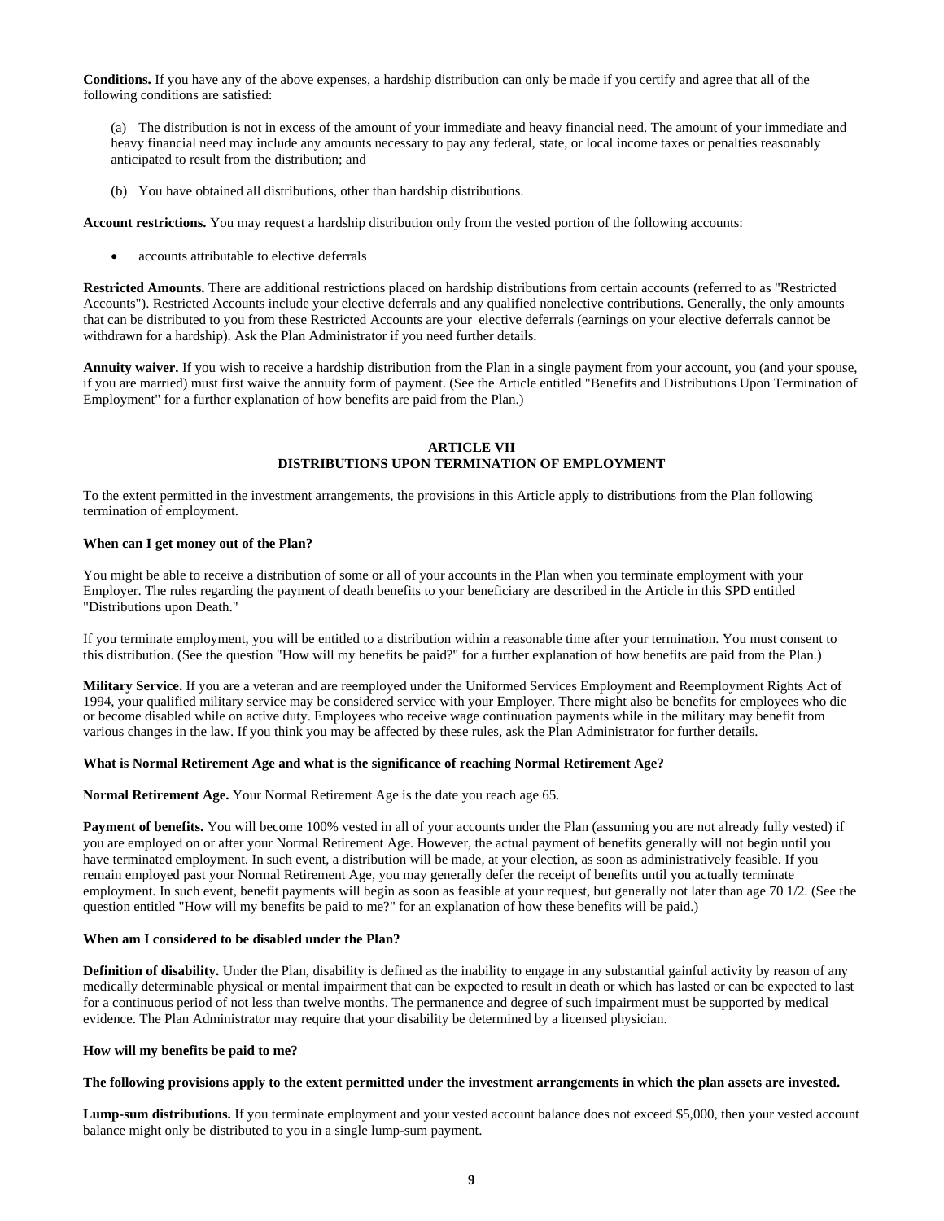**Conditions.** If you have any of the above expenses, a hardship distribution can only be made if you certify and agree that all of the following conditions are satisfied:

(a) The distribution is not in excess of the amount of your immediate and heavy financial need. The amount of your immediate and heavy financial need may include any amounts necessary to pay any federal, state, or local income taxes or penalties reasonably anticipated to result from the distribution; and

(b) You have obtained all distributions, other than hardship distributions.

**Account restrictions.** You may request a hardship distribution only from the vested portion of the following accounts:

- accounts attributable to elective deferrals

**Restricted Amounts.** There are additional restrictions placed on hardship distributions from certain accounts (referred to as "Restricted Accounts"). Restricted Accounts include your elective deferrals and any qualified nonelective contributions. Generally, the only amounts that can be distributed to you from these Restricted Accounts are your elective deferrals (earnings on your elective deferrals cannot be withdrawn for a hardship). Ask the Plan Administrator if you need further details.

**Annuity waiver.** If you wish to receive a hardship distribution from the Plan in a single payment from your account, you (and your spouse, if you are married) must first waive the annuity form of payment. (See the Article entitled "Benefits and Distributions Upon Termination of Employment" for a further explanation of how benefits are paid from the Plan.)

## ARTICLE VII
## DISTRIBUTIONS UPON TERMINATION OF EMPLOYMENT

To the extent permitted in the investment arrangements, the provisions in this Article apply to distributions from the Plan following termination of employment.

**When can I get money out of the Plan?**

You might be able to receive a distribution of some or all of your accounts in the Plan when you terminate employment with your Employer. The rules regarding the payment of death benefits to your beneficiary are described in the Article in this SPD entitled "Distributions upon Death."

If you terminate employment, you will be entitled to a distribution within a reasonable time after your termination. You must consent to this distribution. (See the question "How will my benefits be paid?" for a further explanation of how benefits are paid from the Plan.)

**Military Service.** If you are a veteran and are reemployed under the Uniformed Services Employment and Reemployment Rights Act of 1994, your qualified military service may be considered service with your Employer. There might also be benefits for employees who die or become disabled while on active duty. Employees who receive wage continuation payments while in the military may benefit from various changes in the law. If you think you may be affected by these rules, ask the Plan Administrator for further details.

**What is Normal Retirement Age and what is the significance of reaching Normal Retirement Age?**

**Normal Retirement Age.** Your Normal Retirement Age is the date you reach age 65.

**Payment of benefits.** You will become 100% vested in all of your accounts under the Plan (assuming you are not already fully vested) if you are employed on or after your Normal Retirement Age. However, the actual payment of benefits generally will not begin until you have terminated employment. In such event, a distribution will be made, at your election, as soon as administratively feasible. If you remain employed past your Normal Retirement Age, you may generally defer the receipt of benefits until you actually terminate employment. In such event, benefit payments will begin as soon as feasible at your request, but generally not later than age 70 1/2. (See the question entitled "How will my benefits be paid to me?" for an explanation of how these benefits will be paid.)

**When am I considered to be disabled under the Plan?**

**Definition of disability.** Under the Plan, disability is defined as the inability to engage in any substantial gainful activity by reason of any medically determinable physical or mental impairment that can be expected to result in death or which has lasted or can be expected to last for a continuous period of not less than twelve months. The permanence and degree of such impairment must be supported by medical evidence. The Plan Administrator may require that your disability be determined by a licensed physician.

**How will my benefits be paid to me?**

**The following provisions apply to the extent permitted under the investment arrangements in which the plan assets are invested.**

**Lump-sum distributions.** If you terminate employment and your vested account balance does not exceed $5,000, then your vested account balance might only be distributed to you in a single lump-sum payment.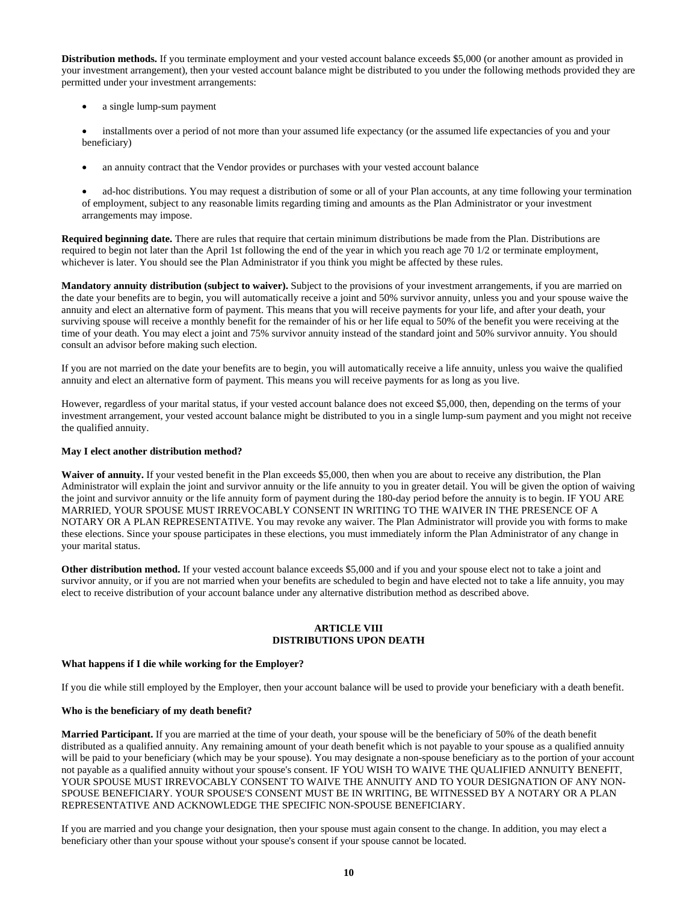**Distribution methods.** If you terminate employment and your vested account balance exceeds $5,000 (or another amount as provided in your investment arrangement), then your vested account balance might be distributed to you under the following methods provided they are permitted under your investment arrangements:

- a single lump-sum payment
- installments over a period of not more than your assumed life expectancy (or the assumed life expectancies of you and your beneficiary)
- an annuity contract that the Vendor provides or purchases with your vested account balance
- ad-hoc distributions. You may request a distribution of some or all of your Plan accounts, at any time following your termination of employment, subject to any reasonable limits regarding timing and amounts as the Plan Administrator or your investment arrangements may impose.

**Required beginning date.** There are rules that require that certain minimum distributions be made from the Plan. Distributions are required to begin not later than the April 1st following the end of the year in which you reach age 70 1/2 or terminate employment, whichever is later. You should see the Plan Administrator if you think you might be affected by these rules.

**Mandatory annuity distribution (subject to waiver).** Subject to the provisions of your investment arrangements, if you are married on the date your benefits are to begin, you will automatically receive a joint and 50% survivor annuity, unless you and your spouse waive the annuity and elect an alternative form of payment. This means that you will receive payments for your life, and after your death, your surviving spouse will receive a monthly benefit for the remainder of his or her life equal to 50% of the benefit you were receiving at the time of your death. You may elect a joint and 75% survivor annuity instead of the standard joint and 50% survivor annuity. You should consult an advisor before making such election.

If you are not married on the date your benefits are to begin, you will automatically receive a life annuity, unless you waive the qualified annuity and elect an alternative form of payment. This means you will receive payments for as long as you live.

However, regardless of your marital status, if your vested account balance does not exceed $5,000, then, depending on the terms of your investment arrangement, your vested account balance might be distributed to you in a single lump-sum payment and you might not receive the qualified annuity.

**May I elect another distribution method?**

**Waiver of annuity.** If your vested benefit in the Plan exceeds $5,000, then when you are about to receive any distribution, the Plan Administrator will explain the joint and survivor annuity or the life annuity to you in greater detail. You will be given the option of waiving the joint and survivor annuity or the life annuity form of payment during the 180-day period before the annuity is to begin. IF YOU ARE MARRIED, YOUR SPOUSE MUST IRREVOCABLY CONSENT IN WRITING TO THE WAIVER IN THE PRESENCE OF A NOTARY OR A PLAN REPRESENTATIVE. You may revoke any waiver. The Plan Administrator will provide you with forms to make these elections. Since your spouse participates in these elections, you must immediately inform the Plan Administrator of any change in your marital status.

**Other distribution method.** If your vested account balance exceeds $5,000 and if you and your spouse elect not to take a joint and survivor annuity, or if you are not married when your benefits are scheduled to begin and have elected not to take a life annuity, you may elect to receive distribution of your account balance under any alternative distribution method as described above.

## ARTICLE VIII
## DISTRIBUTIONS UPON DEATH

**What happens if I die while working for the Employer?**

If you die while still employed by the Employer, then your account balance will be used to provide your beneficiary with a death benefit.

**Who is the beneficiary of my death benefit?**

**Married Participant.** If you are married at the time of your death, your spouse will be the beneficiary of 50% of the death benefit distributed as a qualified annuity. Any remaining amount of your death benefit which is not payable to your spouse as a qualified annuity will be paid to your beneficiary (which may be your spouse). You may designate a non-spouse beneficiary as to the portion of your account not payable as a qualified annuity without your spouse's consent. IF YOU WISH TO WAIVE THE QUALIFIED ANNUITY BENEFIT, YOUR SPOUSE MUST IRREVOCABLY CONSENT TO WAIVE THE ANNUITY AND TO YOUR DESIGNATION OF ANY NON-SPOUSE BENEFICIARY. YOUR SPOUSE'S CONSENT MUST BE IN WRITING, BE WITNESSED BY A NOTARY OR A PLAN REPRESENTATIVE AND ACKNOWLEDGE THE SPECIFIC NON-SPOUSE BENEFICIARY.

If you are married and you change your designation, then your spouse must again consent to the change. In addition, you may elect a beneficiary other than your spouse without your spouse's consent if your spouse cannot be located.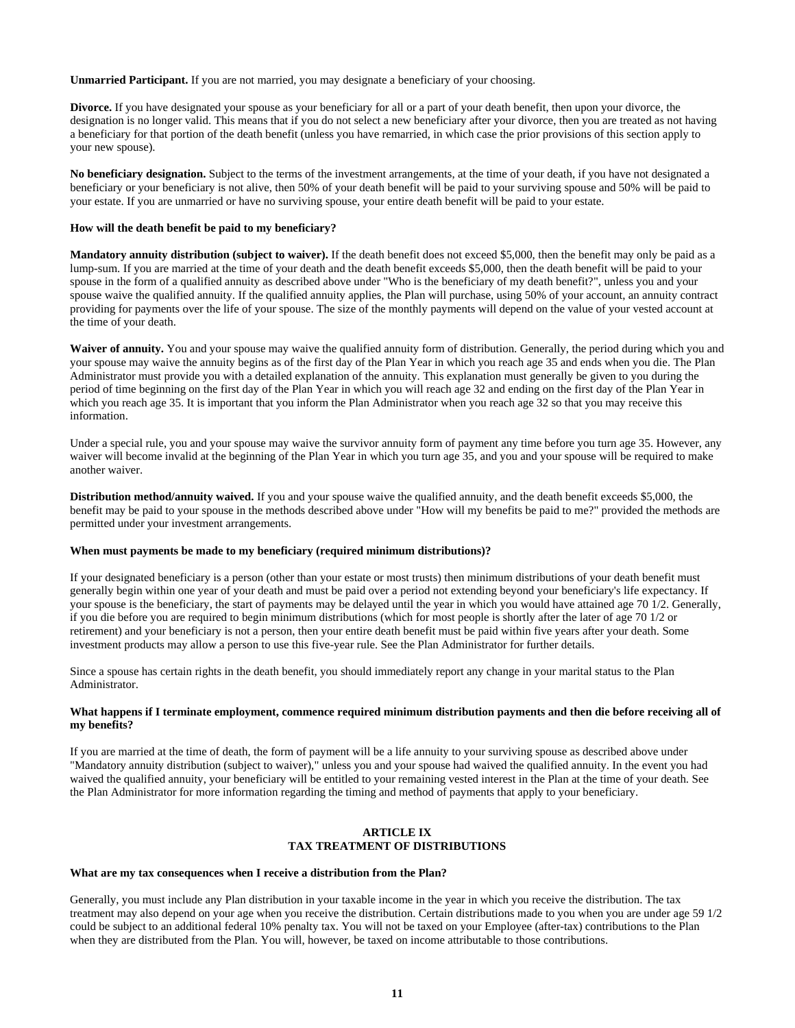**Unmarried Participant.** If you are not married, you may designate a beneficiary of your choosing.

**Divorce.** If you have designated your spouse as your beneficiary for all or a part of your death benefit, then upon your divorce, the designation is no longer valid. This means that if you do not select a new beneficiary after your divorce, then you are treated as not having a beneficiary for that portion of the death benefit (unless you have remarried, in which case the prior provisions of this section apply to your new spouse).

**No beneficiary designation.** Subject to the terms of the investment arrangements, at the time of your death, if you have not designated a beneficiary or your beneficiary is not alive, then 50% of your death benefit will be paid to your surviving spouse and 50% will be paid to your estate. If you are unmarried or have no surviving spouse, your entire death benefit will be paid to your estate.

**How will the death benefit be paid to my beneficiary?**

**Mandatory annuity distribution (subject to waiver).** If the death benefit does not exceed $5,000, then the benefit may only be paid as a lump-sum. If you are married at the time of your death and the death benefit exceeds $5,000, then the death benefit will be paid to your spouse in the form of a qualified annuity as described above under "Who is the beneficiary of my death benefit?", unless you and your spouse waive the qualified annuity. If the qualified annuity applies, the Plan will purchase, using 50% of your account, an annuity contract providing for payments over the life of your spouse. The size of the monthly payments will depend on the value of your vested account at the time of your death.

**Waiver of annuity.** You and your spouse may waive the qualified annuity form of distribution. Generally, the period during which you and your spouse may waive the annuity begins as of the first day of the Plan Year in which you reach age 35 and ends when you die. The Plan Administrator must provide you with a detailed explanation of the annuity. This explanation must generally be given to you during the period of time beginning on the first day of the Plan Year in which you will reach age 32 and ending on the first day of the Plan Year in which you reach age 35. It is important that you inform the Plan Administrator when you reach age 32 so that you may receive this information.

Under a special rule, you and your spouse may waive the survivor annuity form of payment any time before you turn age 35. However, any waiver will become invalid at the beginning of the Plan Year in which you turn age 35, and you and your spouse will be required to make another waiver.

**Distribution method/annuity waived.** If you and your spouse waive the qualified annuity, and the death benefit exceeds $5,000, the benefit may be paid to your spouse in the methods described above under "How will my benefits be paid to me?" provided the methods are permitted under your investment arrangements.

**When must payments be made to my beneficiary (required minimum distributions)?**

If your designated beneficiary is a person (other than your estate or most trusts) then minimum distributions of your death benefit must generally begin within one year of your death and must be paid over a period not extending beyond your beneficiary's life expectancy. If your spouse is the beneficiary, the start of payments may be delayed until the year in which you would have attained age 70 1/2. Generally, if you die before you are required to begin minimum distributions (which for most people is shortly after the later of age 70 1/2 or retirement) and your beneficiary is not a person, then your entire death benefit must be paid within five years after your death. Some investment products may allow a person to use this five-year rule. See the Plan Administrator for further details.

Since a spouse has certain rights in the death benefit, you should immediately report any change in your marital status to the Plan Administrator.

**What happens if I terminate employment, commence required minimum distribution payments and then die before receiving all of my benefits?**

If you are married at the time of death, the form of payment will be a life annuity to your surviving spouse as described above under "Mandatory annuity distribution (subject to waiver)," unless you and your spouse had waived the qualified annuity. In the event you had waived the qualified annuity, your beneficiary will be entitled to your remaining vested interest in the Plan at the time of your death. See the Plan Administrator for more information regarding the timing and method of payments that apply to your beneficiary.

## ARTICLE IX
## TAX TREATMENT OF DISTRIBUTIONS

**What are my tax consequences when I receive a distribution from the Plan?**

Generally, you must include any Plan distribution in your taxable income in the year in which you receive the distribution. The tax treatment may also depend on your age when you receive the distribution. Certain distributions made to you when you are under age 59 1/2 could be subject to an additional federal 10% penalty tax. You will not be taxed on your Employee (after-tax) contributions to the Plan when they are distributed from the Plan. You will, however, be taxed on income attributable to those contributions.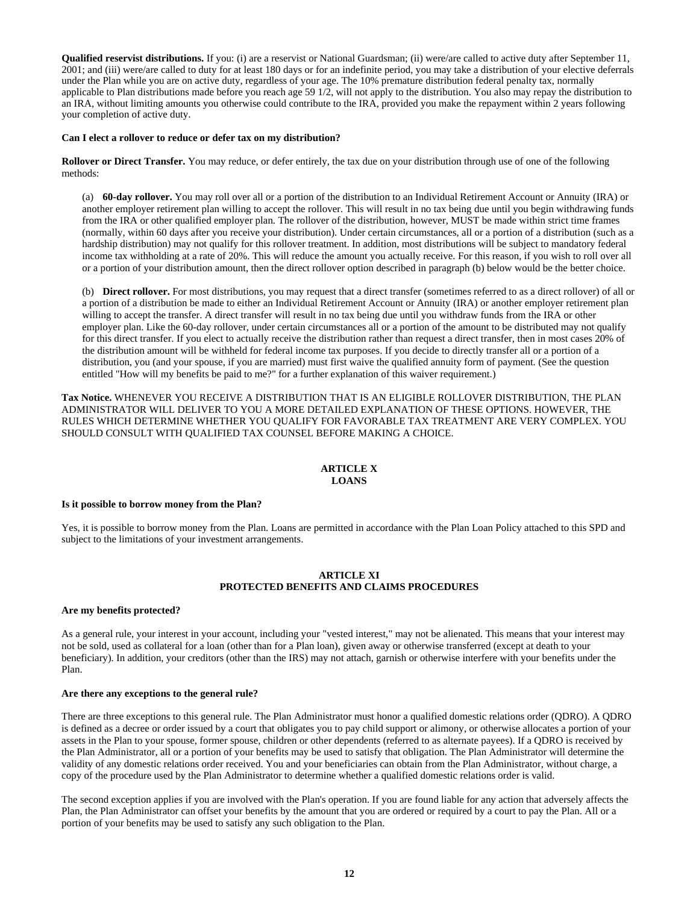**Qualified reservist distributions.** If you: (i) are a reservist or National Guardsman; (ii) were/are called to active duty after September 11, 2001; and (iii) were/are called to duty for at least 180 days or for an indefinite period, you may take a distribution of your elective deferrals under the Plan while you are on active duty, regardless of your age. The 10% premature distribution federal penalty tax, normally applicable to Plan distributions made before you reach age 59 1/2, will not apply to the distribution. You also may repay the distribution to an IRA, without limiting amounts you otherwise could contribute to the IRA, provided you make the repayment within 2 years following your completion of active duty.

**Can I elect a rollover to reduce or defer tax on my distribution?**

**Rollover or Direct Transfer.** You may reduce, or defer entirely, the tax due on your distribution through use of one of the following methods:

(a) **60-day rollover.** You may roll over all or a portion of the distribution to an Individual Retirement Account or Annuity (IRA) or another employer retirement plan willing to accept the rollover. This will result in no tax being due until you begin withdrawing funds from the IRA or other qualified employer plan. The rollover of the distribution, however, MUST be made within strict time frames (normally, within 60 days after you receive your distribution). Under certain circumstances, all or a portion of a distribution (such as a hardship distribution) may not qualify for this rollover treatment. In addition, most distributions will be subject to mandatory federal income tax withholding at a rate of 20%. This will reduce the amount you actually receive. For this reason, if you wish to roll over all or a portion of your distribution amount, then the direct rollover option described in paragraph (b) below would be the better choice.

(b) **Direct rollover.** For most distributions, you may request that a direct transfer (sometimes referred to as a direct rollover) of all or a portion of a distribution be made to either an Individual Retirement Account or Annuity (IRA) or another employer retirement plan willing to accept the transfer. A direct transfer will result in no tax being due until you withdraw funds from the IRA or other employer plan. Like the 60-day rollover, under certain circumstances all or a portion of the amount to be distributed may not qualify for this direct transfer. If you elect to actually receive the distribution rather than request a direct transfer, then in most cases 20% of the distribution amount will be withheld for federal income tax purposes. If you decide to directly transfer all or a portion of a distribution, you (and your spouse, if you are married) must first waive the qualified annuity form of payment. (See the question entitled "How will my benefits be paid to me?" for a further explanation of this waiver requirement.)

**Tax Notice.** WHENEVER YOU RECEIVE A DISTRIBUTION THAT IS AN ELIGIBLE ROLLOVER DISTRIBUTION, THE PLAN ADMINISTRATOR WILL DELIVER TO YOU A MORE DETAILED EXPLANATION OF THESE OPTIONS. HOWEVER, THE RULES WHICH DETERMINE WHETHER YOU QUALIFY FOR FAVORABLE TAX TREATMENT ARE VERY COMPLEX. YOU SHOULD CONSULT WITH QUALIFIED TAX COUNSEL BEFORE MAKING A CHOICE.

## ARTICLE X
## LOANS

**Is it possible to borrow money from the Plan?**

Yes, it is possible to borrow money from the Plan. Loans are permitted in accordance with the Plan Loan Policy attached to this SPD and subject to the limitations of your investment arrangements.

## ARTICLE XI
## PROTECTED BENEFITS AND CLAIMS PROCEDURES

**Are my benefits protected?**

As a general rule, your interest in your account, including your "vested interest," may not be alienated. This means that your interest may not be sold, used as collateral for a loan (other than for a Plan loan), given away or otherwise transferred (except at death to your beneficiary). In addition, your creditors (other than the IRS) may not attach, garnish or otherwise interfere with your benefits under the Plan.

**Are there any exceptions to the general rule?**

There are three exceptions to this general rule. The Plan Administrator must honor a qualified domestic relations order (QDRO). A QDRO is defined as a decree or order issued by a court that obligates you to pay child support or alimony, or otherwise allocates a portion of your assets in the Plan to your spouse, former spouse, children or other dependents (referred to as alternate payees). If a QDRO is received by the Plan Administrator, all or a portion of your benefits may be used to satisfy that obligation. The Plan Administrator will determine the validity of any domestic relations order received. You and your beneficiaries can obtain from the Plan Administrator, without charge, a copy of the procedure used by the Plan Administrator to determine whether a qualified domestic relations order is valid.

The second exception applies if you are involved with the Plan's operation. If you are found liable for any action that adversely affects the Plan, the Plan Administrator can offset your benefits by the amount that you are ordered or required by a court to pay the Plan. All or a portion of your benefits may be used to satisfy any such obligation to the Plan.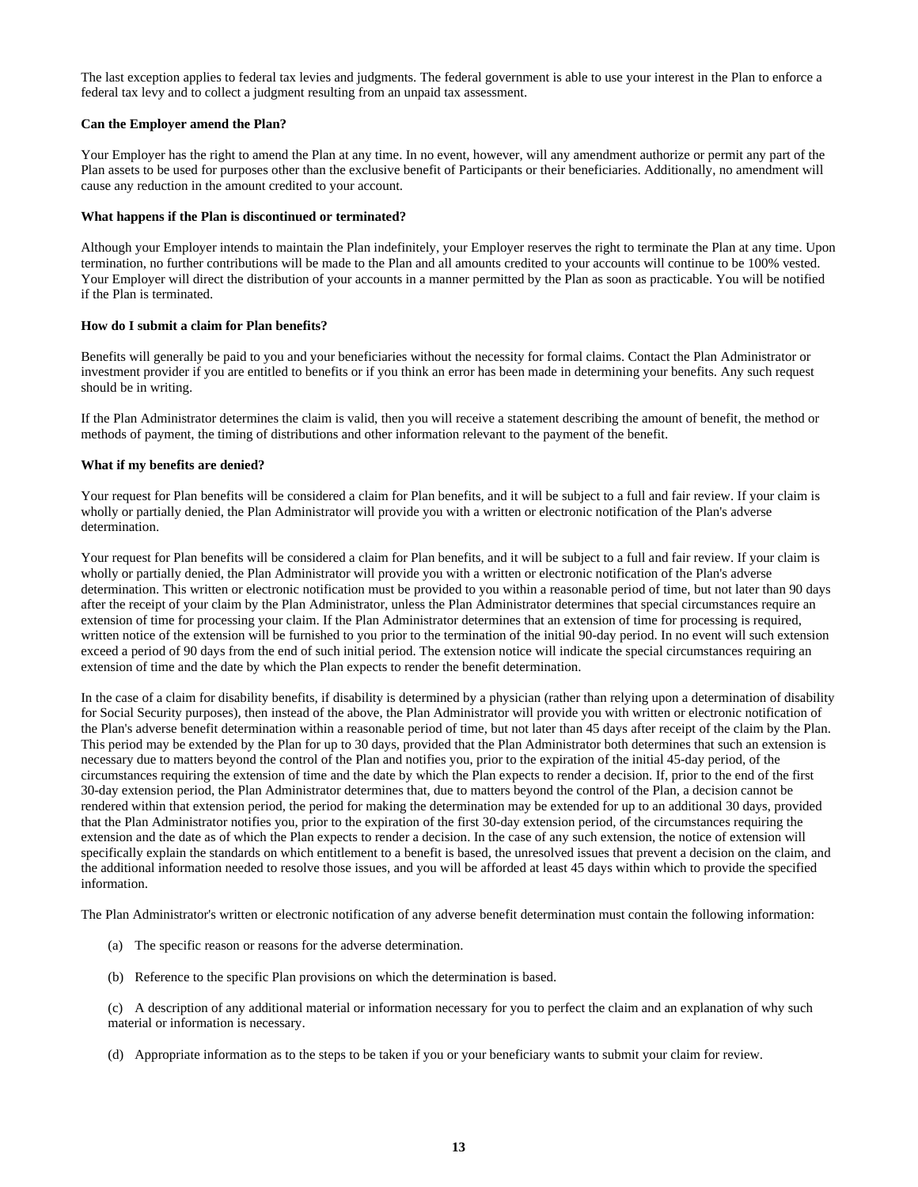The last exception applies to federal tax levies and judgments. The federal government is able to use your interest in the Plan to enforce a federal tax levy and to collect a judgment resulting from an unpaid tax assessment.

**Can the Employer amend the Plan?**

Your Employer has the right to amend the Plan at any time. In no event, however, will any amendment authorize or permit any part of the Plan assets to be used for purposes other than the exclusive benefit of Participants or their beneficiaries. Additionally, no amendment will cause any reduction in the amount credited to your account.

**What happens if the Plan is discontinued or terminated?**

Although your Employer intends to maintain the Plan indefinitely, your Employer reserves the right to terminate the Plan at any time. Upon termination, no further contributions will be made to the Plan and all amounts credited to your accounts will continue to be 100% vested. Your Employer will direct the distribution of your accounts in a manner permitted by the Plan as soon as practicable. You will be notified if the Plan is terminated.

**How do I submit a claim for Plan benefits?**

Benefits will generally be paid to you and your beneficiaries without the necessity for formal claims. Contact the Plan Administrator or investment provider if you are entitled to benefits or if you think an error has been made in determining your benefits. Any such request should be in writing.

If the Plan Administrator determines the claim is valid, then you will receive a statement describing the amount of benefit, the method or methods of payment, the timing of distributions and other information relevant to the payment of the benefit.

**What if my benefits are denied?**

Your request for Plan benefits will be considered a claim for Plan benefits, and it will be subject to a full and fair review. If your claim is wholly or partially denied, the Plan Administrator will provide you with a written or electronic notification of the Plan's adverse determination.

Your request for Plan benefits will be considered a claim for Plan benefits, and it will be subject to a full and fair review. If your claim is wholly or partially denied, the Plan Administrator will provide you with a written or electronic notification of the Plan's adverse determination. This written or electronic notification must be provided to you within a reasonable period of time, but not later than 90 days after the receipt of your claim by the Plan Administrator, unless the Plan Administrator determines that special circumstances require an extension of time for processing your claim. If the Plan Administrator determines that an extension of time for processing is required, written notice of the extension will be furnished to you prior to the termination of the initial 90-day period. In no event will such extension exceed a period of 90 days from the end of such initial period. The extension notice will indicate the special circumstances requiring an extension of time and the date by which the Plan expects to render the benefit determination.

In the case of a claim for disability benefits, if disability is determined by a physician (rather than relying upon a determination of disability for Social Security purposes), then instead of the above, the Plan Administrator will provide you with written or electronic notification of the Plan's adverse benefit determination within a reasonable period of time, but not later than 45 days after receipt of the claim by the Plan. This period may be extended by the Plan for up to 30 days, provided that the Plan Administrator both determines that such an extension is necessary due to matters beyond the control of the Plan and notifies you, prior to the expiration of the initial 45-day period, of the circumstances requiring the extension of time and the date by which the Plan expects to render a decision. If, prior to the end of the first 30-day extension period, the Plan Administrator determines that, due to matters beyond the control of the Plan, a decision cannot be rendered within that extension period, the period for making the determination may be extended for up to an additional 30 days, provided that the Plan Administrator notifies you, prior to the expiration of the first 30-day extension period, of the circumstances requiring the extension and the date as of which the Plan expects to render a decision. In the case of any such extension, the notice of extension will specifically explain the standards on which entitlement to a benefit is based, the unresolved issues that prevent a decision on the claim, and the additional information needed to resolve those issues, and you will be afforded at least 45 days within which to provide the specified information.

The Plan Administrator's written or electronic notification of any adverse benefit determination must contain the following information:

(a) The specific reason or reasons for the adverse determination.

(b) Reference to the specific Plan provisions on which the determination is based.

(c) A description of any additional material or information necessary for you to perfect the claim and an explanation of why such material or information is necessary.

(d) Appropriate information as to the steps to be taken if you or your beneficiary wants to submit your claim for review.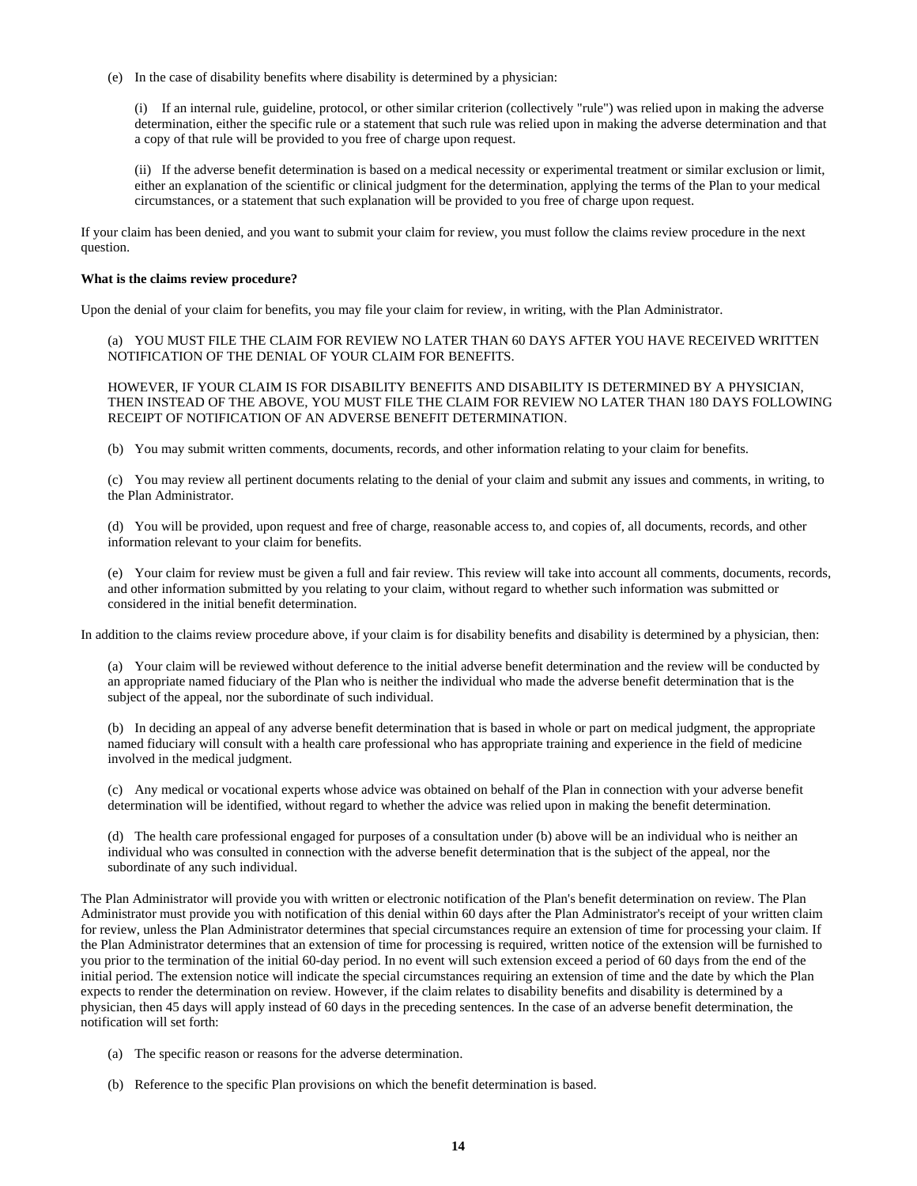(e) In the case of disability benefits where disability is determined by a physician:

(i) If an internal rule, guideline, protocol, or other similar criterion (collectively "rule") was relied upon in making the adverse determination, either the specific rule or a statement that such rule was relied upon in making the adverse determination and that a copy of that rule will be provided to you free of charge upon request.

(ii) If the adverse benefit determination is based on a medical necessity or experimental treatment or similar exclusion or limit, either an explanation of the scientific or clinical judgment for the determination, applying the terms of the Plan to your medical circumstances, or a statement that such explanation will be provided to you free of charge upon request.

If your claim has been denied, and you want to submit your claim for review, you must follow the claims review procedure in the next question.

**What is the claims review procedure?**

Upon the denial of your claim for benefits, you may file your claim for review, in writing, with the Plan Administrator.

(a) YOU MUST FILE THE CLAIM FOR REVIEW NO LATER THAN 60 DAYS AFTER YOU HAVE RECEIVED WRITTEN NOTIFICATION OF THE DENIAL OF YOUR CLAIM FOR BENEFITS.

HOWEVER, IF YOUR CLAIM IS FOR DISABILITY BENEFITS AND DISABILITY IS DETERMINED BY A PHYSICIAN, THEN INSTEAD OF THE ABOVE, YOU MUST FILE THE CLAIM FOR REVIEW NO LATER THAN 180 DAYS FOLLOWING RECEIPT OF NOTIFICATION OF AN ADVERSE BENEFIT DETERMINATION.

(b) You may submit written comments, documents, records, and other information relating to your claim for benefits.

(c) You may review all pertinent documents relating to the denial of your claim and submit any issues and comments, in writing, to the Plan Administrator.

(d) You will be provided, upon request and free of charge, reasonable access to, and copies of, all documents, records, and other information relevant to your claim for benefits.

(e) Your claim for review must be given a full and fair review. This review will take into account all comments, documents, records, and other information submitted by you relating to your claim, without regard to whether such information was submitted or considered in the initial benefit determination.

In addition to the claims review procedure above, if your claim is for disability benefits and disability is determined by a physician, then:

(a) Your claim will be reviewed without deference to the initial adverse benefit determination and the review will be conducted by an appropriate named fiduciary of the Plan who is neither the individual who made the adverse benefit determination that is the subject of the appeal, nor the subordinate of such individual.

(b) In deciding an appeal of any adverse benefit determination that is based in whole or part on medical judgment, the appropriate named fiduciary will consult with a health care professional who has appropriate training and experience in the field of medicine involved in the medical judgment.

(c) Any medical or vocational experts whose advice was obtained on behalf of the Plan in connection with your adverse benefit determination will be identified, without regard to whether the advice was relied upon in making the benefit determination.

(d) The health care professional engaged for purposes of a consultation under (b) above will be an individual who is neither an individual who was consulted in connection with the adverse benefit determination that is the subject of the appeal, nor the subordinate of any such individual.

The Plan Administrator will provide you with written or electronic notification of the Plan's benefit determination on review. The Plan Administrator must provide you with notification of this denial within 60 days after the Plan Administrator's receipt of your written claim for review, unless the Plan Administrator determines that special circumstances require an extension of time for processing your claim. If the Plan Administrator determines that an extension of time for processing is required, written notice of the extension will be furnished to you prior to the termination of the initial 60-day period. In no event will such extension exceed a period of 60 days from the end of the initial period. The extension notice will indicate the special circumstances requiring an extension of time and the date by which the Plan expects to render the determination on review. However, if the claim relates to disability benefits and disability is determined by a physician, then 45 days will apply instead of 60 days in the preceding sentences. In the case of an adverse benefit determination, the notification will set forth:

(a) The specific reason or reasons for the adverse determination.

(b) Reference to the specific Plan provisions on which the benefit determination is based.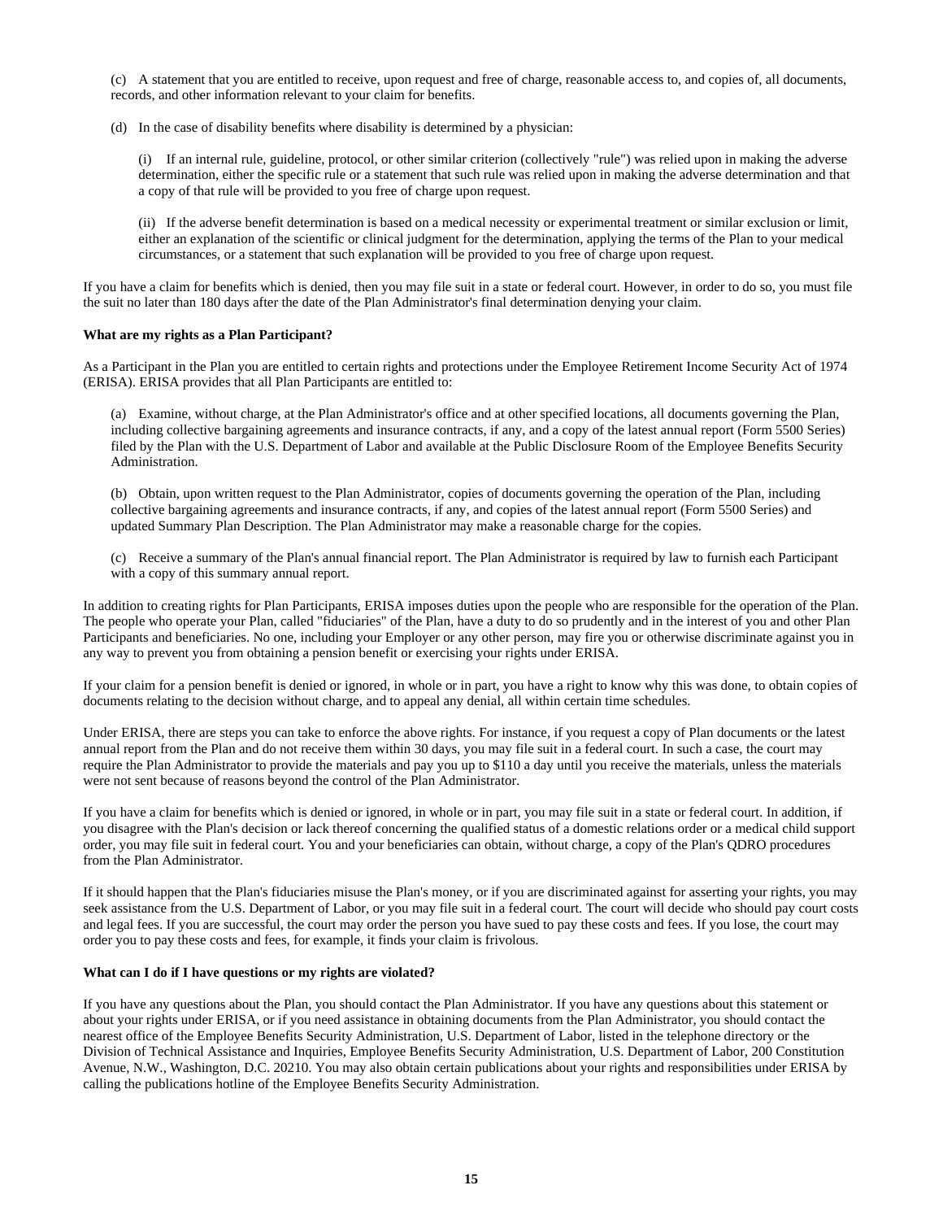(c) A statement that you are entitled to receive, upon request and free of charge, reasonable access to, and copies of, all documents, records, and other information relevant to your claim for benefits.

(d) In the case of disability benefits where disability is determined by a physician:

(i) If an internal rule, guideline, protocol, or other similar criterion (collectively "rule") was relied upon in making the adverse determination, either the specific rule or a statement that such rule was relied upon in making the adverse determination and that a copy of that rule will be provided to you free of charge upon request.

(ii) If the adverse benefit determination is based on a medical necessity or experimental treatment or similar exclusion or limit, either an explanation of the scientific or clinical judgment for the determination, applying the terms of the Plan to your medical circumstances, or a statement that such explanation will be provided to you free of charge upon request.

If you have a claim for benefits which is denied, then you may file suit in a state or federal court. However, in order to do so, you must file the suit no later than 180 days after the date of the Plan Administrator's final determination denying your claim.

**What are my rights as a Plan Participant?**

As a Participant in the Plan you are entitled to certain rights and protections under the Employee Retirement Income Security Act of 1974 (ERISA). ERISA provides that all Plan Participants are entitled to:

(a) Examine, without charge, at the Plan Administrator's office and at other specified locations, all documents governing the Plan, including collective bargaining agreements and insurance contracts, if any, and a copy of the latest annual report (Form 5500 Series) filed by the Plan with the U.S. Department of Labor and available at the Public Disclosure Room of the Employee Benefits Security Administration.

(b) Obtain, upon written request to the Plan Administrator, copies of documents governing the operation of the Plan, including collective bargaining agreements and insurance contracts, if any, and copies of the latest annual report (Form 5500 Series) and updated Summary Plan Description. The Plan Administrator may make a reasonable charge for the copies.

(c) Receive a summary of the Plan's annual financial report. The Plan Administrator is required by law to furnish each Participant with a copy of this summary annual report.

In addition to creating rights for Plan Participants, ERISA imposes duties upon the people who are responsible for the operation of the Plan. The people who operate your Plan, called "fiduciaries" of the Plan, have a duty to do so prudently and in the interest of you and other Plan Participants and beneficiaries. No one, including your Employer or any other person, may fire you or otherwise discriminate against you in any way to prevent you from obtaining a pension benefit or exercising your rights under ERISA.

If your claim for a pension benefit is denied or ignored, in whole or in part, you have a right to know why this was done, to obtain copies of documents relating to the decision without charge, and to appeal any denial, all within certain time schedules.

Under ERISA, there are steps you can take to enforce the above rights. For instance, if you request a copy of Plan documents or the latest annual report from the Plan and do not receive them within 30 days, you may file suit in a federal court. In such a case, the court may require the Plan Administrator to provide the materials and pay you up to $110 a day until you receive the materials, unless the materials were not sent because of reasons beyond the control of the Plan Administrator.

If you have a claim for benefits which is denied or ignored, in whole or in part, you may file suit in a state or federal court. In addition, if you disagree with the Plan's decision or lack thereof concerning the qualified status of a domestic relations order or a medical child support order, you may file suit in federal court. You and your beneficiaries can obtain, without charge, a copy of the Plan's QDRO procedures from the Plan Administrator.

If it should happen that the Plan's fiduciaries misuse the Plan's money, or if you are discriminated against for asserting your rights, you may seek assistance from the U.S. Department of Labor, or you may file suit in a federal court. The court will decide who should pay court costs and legal fees. If you are successful, the court may order the person you have sued to pay these costs and fees. If you lose, the court may order you to pay these costs and fees, for example, it finds your claim is frivolous.

**What can I do if I have questions or my rights are violated?**

If you have any questions about the Plan, you should contact the Plan Administrator. If you have any questions about this statement or about your rights under ERISA, or if you need assistance in obtaining documents from the Plan Administrator, you should contact the nearest office of the Employee Benefits Security Administration, U.S. Department of Labor, listed in the telephone directory or the Division of Technical Assistance and Inquiries, Employee Benefits Security Administration, U.S. Department of Labor, 200 Constitution Avenue, N.W., Washington, D.C. 20210. You may also obtain certain publications about your rights and responsibilities under ERISA by calling the publications hotline of the Employee Benefits Security Administration.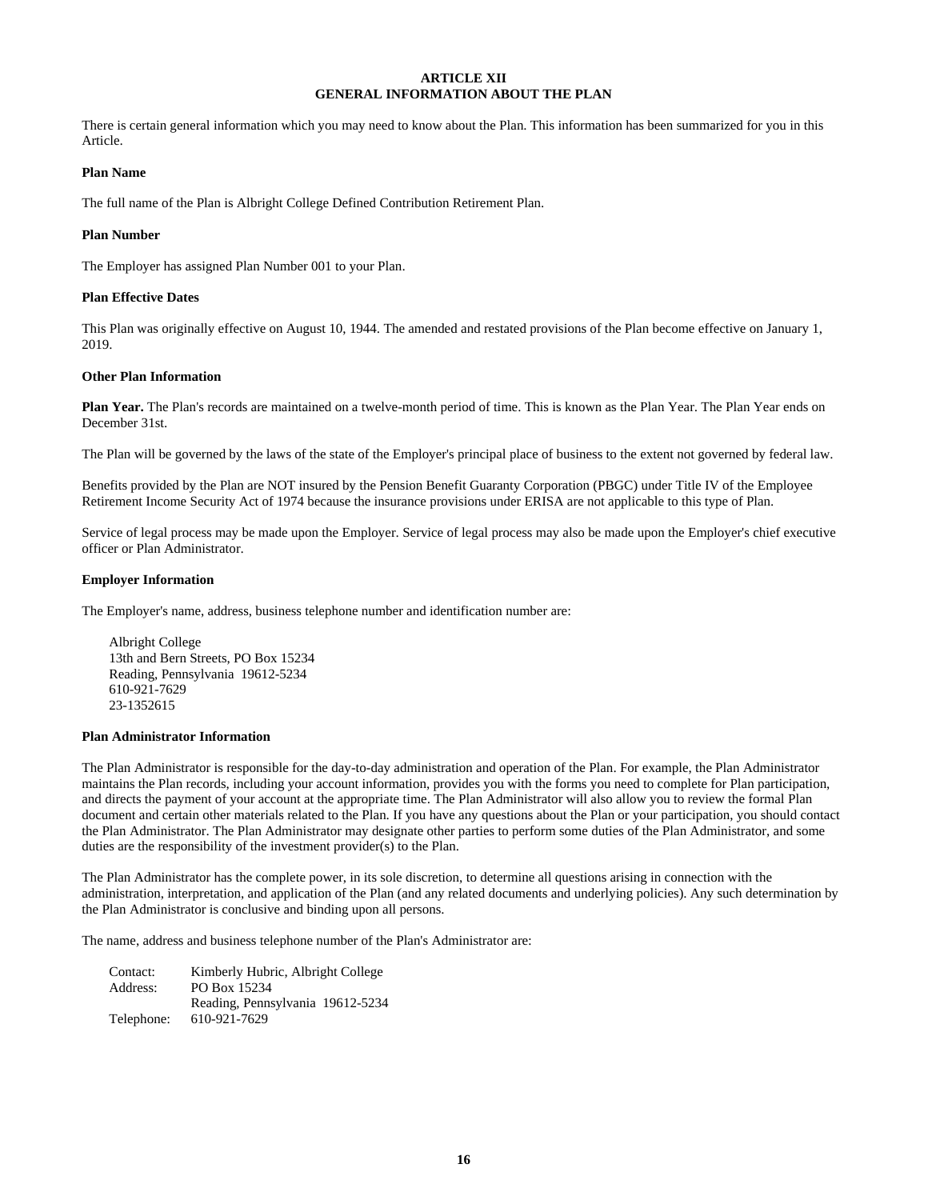# ARTICLE XII
## GENERAL INFORMATION ABOUT THE PLAN

There is certain general information which you may need to know about the Plan. This information has been summarized for you in this Article.

**Plan Name**

The full name of the Plan is Albright College Defined Contribution Retirement Plan.

**Plan Number**

The Employer has assigned Plan Number 001 to your Plan.

**Plan Effective Dates**

This Plan was originally effective on August 10, 1944. The amended and restated provisions of the Plan become effective on January 1, 2019.

**Other Plan Information**

**Plan Year.** The Plan's records are maintained on a twelve-month period of time. This is known as the Plan Year. The Plan Year ends on December 31st.

The Plan will be governed by the laws of the state of the Employer's principal place of business to the extent not governed by federal law.

Benefits provided by the Plan are NOT insured by the Pension Benefit Guaranty Corporation (PBGC) under Title IV of the Employee Retirement Income Security Act of 1974 because the insurance provisions under ERISA are not applicable to this type of Plan.

Service of legal process may be made upon the Employer. Service of legal process may also be made upon the Employer's chief executive officer or Plan Administrator.

**Employer Information**

The Employer's name, address, business telephone number and identification number are:

Albright College
13th and Bern Streets, PO Box 15234
Reading, Pennsylvania 19612-5234
610-921-7629
23-1352615

**Plan Administrator Information**

The Plan Administrator is responsible for the day-to-day administration and operation of the Plan. For example, the Plan Administrator maintains the Plan records, including your account information, provides you with the forms you need to complete for Plan participation, and directs the payment of your account at the appropriate time. The Plan Administrator will also allow you to review the formal Plan document and certain other materials related to the Plan. If you have any questions about the Plan or your participation, you should contact the Plan Administrator. The Plan Administrator may designate other parties to perform some duties of the Plan Administrator, and some duties are the responsibility of the investment provider(s) to the Plan.

The Plan Administrator has the complete power, in its sole discretion, to determine all questions arising in connection with the administration, interpretation, and application of the Plan (and any related documents and underlying policies). Any such determination by the Plan Administrator is conclusive and binding upon all persons.

The name, address and business telephone number of the Plan's Administrator are:

Contact: Kimberly Hubric, Albright College
Address: PO Box 15234
Reading, Pennsylvania 19612-5234
Telephone: 610-921-7629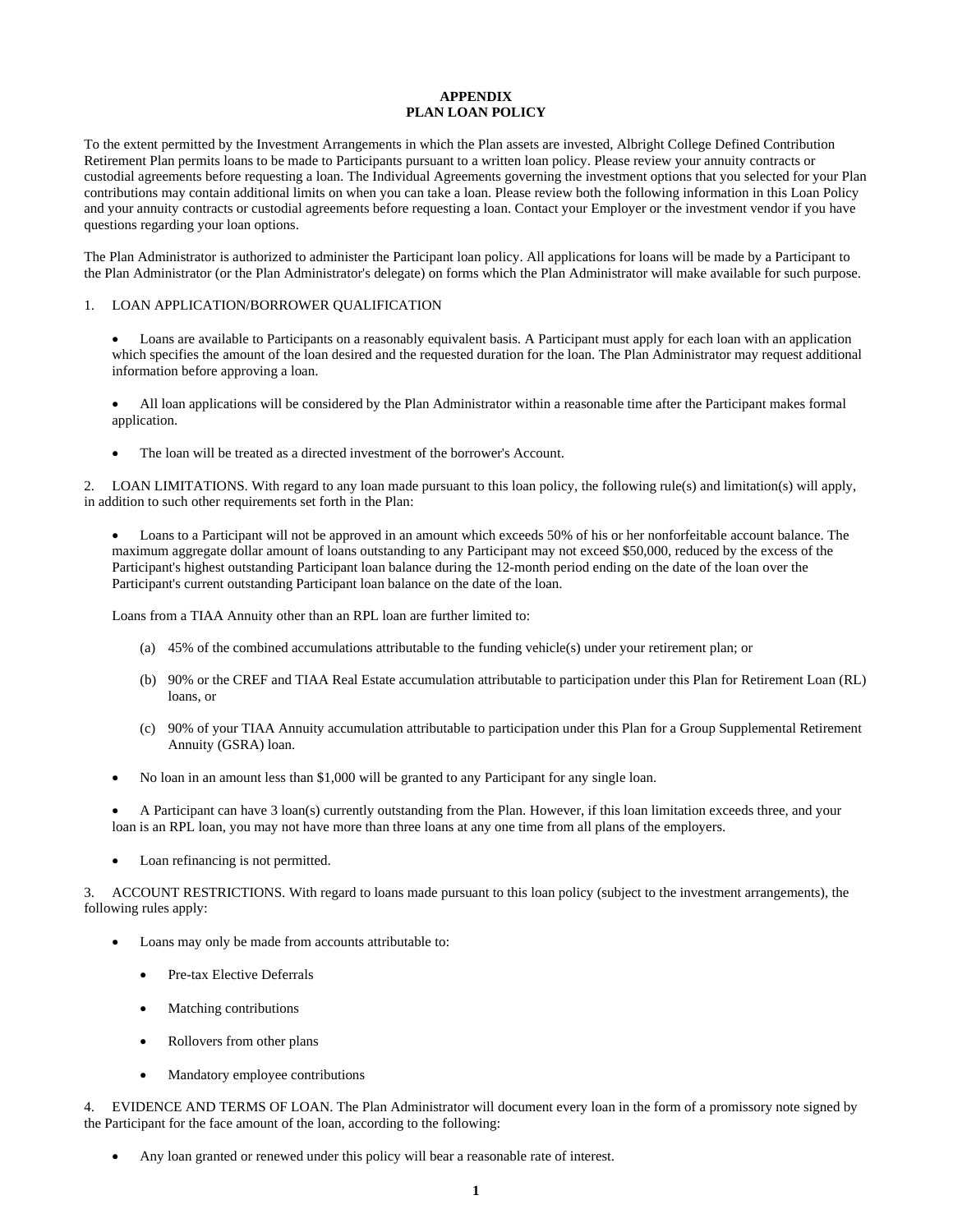**APPENDIX**
**PLAN LOAN POLICY**

To the extent permitted by the Investment Arrangements in which the Plan assets are invested, Albright College Defined Contribution Retirement Plan permits loans to be made to Participants pursuant to a written loan policy. Please review your annuity contracts or custodial agreements before requesting a loan. The Individual Agreements governing the investment options that you selected for your Plan contributions may contain additional limits on when you can take a loan. Please review both the following information in this Loan Policy and your annuity contracts or custodial agreements before requesting a loan. Contact your Employer or the investment vendor if you have questions regarding your loan options.

The Plan Administrator is authorized to administer the Participant loan policy. All applications for loans will be made by a Participant to the Plan Administrator (or the Plan Administrator's delegate) on forms which the Plan Administrator will make available for such purpose.

1. LOAN APPLICATION/BORROWER QUALIFICATION

- Loans are available to Participants on a reasonably equivalent basis. A Participant must apply for each loan with an application which specifies the amount of the loan desired and the requested duration for the loan. The Plan Administrator may request additional information before approving a loan.

- All loan applications will be considered by the Plan Administrator within a reasonable time after the Participant makes formal application.

- The loan will be treated as a directed investment of the borrower's Account.

2. LOAN LIMITATIONS. With regard to any loan made pursuant to this loan policy, the following rule(s) and limitation(s) will apply, in addition to such other requirements set forth in the Plan:

- Loans to a Participant will not be approved in an amount which exceeds 50% of his or her nonforfeitable account balance. The maximum aggregate dollar amount of loans outstanding to any Participant may not exceed $50,000, reduced by the excess of the Participant's highest outstanding Participant loan balance during the 12-month period ending on the date of the loan over the Participant's current outstanding Participant loan balance on the date of the loan.

  Loans from a TIAA Annuity other than an RPL loan are further limited to:

  (a) 45% of the combined accumulations attributable to the funding vehicle(s) under your retirement plan; or

  (b) 90% or the CREF and TIAA Real Estate accumulation attributable to participation under this Plan for Retirement Loan (RL) loans, or

  (c) 90% of your TIAA Annuity accumulation attributable to participation under this Plan for a Group Supplemental Retirement Annuity (GSRA) loan.

- No loan in an amount less than $1,000 will be granted to any Participant for any single loan.

- A Participant can have 3 loan(s) currently outstanding from the Plan. However, if this loan limitation exceeds three, and your loan is an RPL loan, you may not have more than three loans at any one time from all plans of the employers.

- Loan refinancing is not permitted.

3. ACCOUNT RESTRICTIONS. With regard to loans made pursuant to this loan policy (subject to the investment arrangements), the following rules apply:

- Loans may only be made from accounts attributable to:

  - Pre-tax Elective Deferrals

  - Matching contributions

  - Rollovers from other plans

  - Mandatory employee contributions

4. EVIDENCE AND TERMS OF LOAN. The Plan Administrator will document every loan in the form of a promissory note signed by the Participant for the face amount of the loan, according to the following:

- Any loan granted or renewed under this policy will bear a reasonable rate of interest.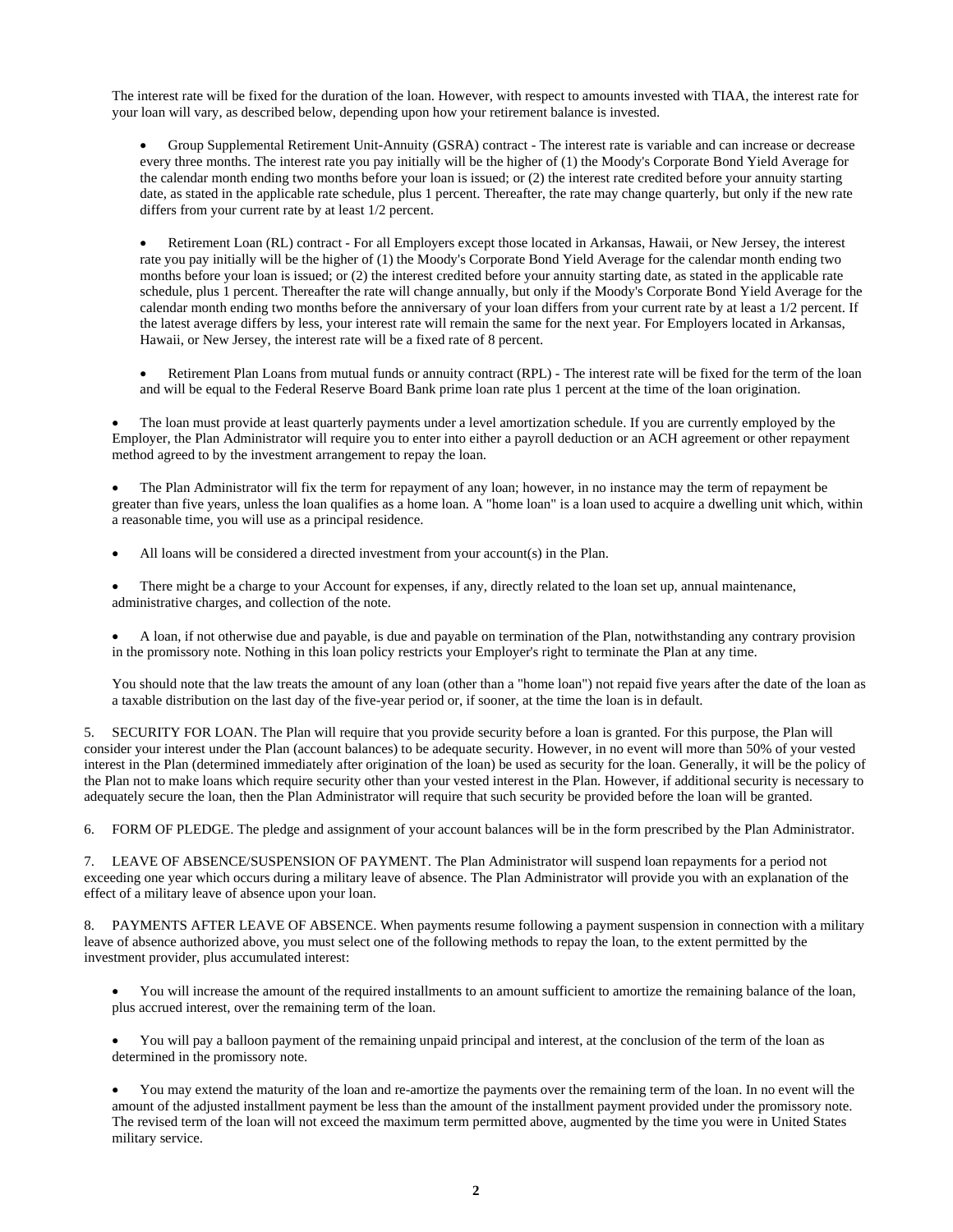The interest rate will be fixed for the duration of the loan. However, with respect to amounts invested with TIAA, the interest rate for your loan will vary, as described below, depending upon how your retirement balance is invested.

- Group Supplemental Retirement Unit-Annuity (GSRA) contract - The interest rate is variable and can increase or decrease every three months. The interest rate you pay initially will be the higher of (1) the Moody's Corporate Bond Yield Average for the calendar month ending two months before your loan is issued; or (2) the interest rate credited before your annuity starting date, as stated in the applicable rate schedule, plus 1 percent. Thereafter, the rate may change quarterly, but only if the new rate differs from your current rate by at least 1/2 percent.

- Retirement Loan (RL) contract - For all Employers except those located in Arkansas, Hawaii, or New Jersey, the interest rate you pay initially will be the higher of (1) the Moody's Corporate Bond Yield Average for the calendar month ending two months before your loan is issued; or (2) the interest credited before your annuity starting date, as stated in the applicable rate schedule, plus 1 percent. Thereafter the rate will change annually, but only if the Moody's Corporate Bond Yield Average for the calendar month ending two months before the anniversary of your loan differs from your current rate by at least a 1/2 percent. If the latest average differs by less, your interest rate will remain the same for the next year. For Employers located in Arkansas, Hawaii, or New Jersey, the interest rate will be a fixed rate of 8 percent.

- Retirement Plan Loans from mutual funds or annuity contract (RPL) - The interest rate will be fixed for the term of the loan and will be equal to the Federal Reserve Board Bank prime loan rate plus 1 percent at the time of the loan origination.

- The loan must provide at least quarterly payments under a level amortization schedule. If you are currently employed by the Employer, the Plan Administrator will require you to enter into either a payroll deduction or an ACH agreement or other repayment method agreed to by the investment arrangement to repay the loan.

- The Plan Administrator will fix the term for repayment of any loan; however, in no instance may the term of repayment be greater than five years, unless the loan qualifies as a home loan. A "home loan" is a loan used to acquire a dwelling unit which, within a reasonable time, you will use as a principal residence.

- All loans will be considered a directed investment from your account(s) in the Plan.

- There might be a charge to your Account for expenses, if any, directly related to the loan set up, annual maintenance, administrative charges, and collection of the note.

- A loan, if not otherwise due and payable, is due and payable on termination of the Plan, notwithstanding any contrary provision in the promissory note. Nothing in this loan policy restricts your Employer's right to terminate the Plan at any time.

You should note that the law treats the amount of any loan (other than a "home loan") not repaid five years after the date of the loan as a taxable distribution on the last day of the five-year period or, if sooner, at the time the loan is in default.

5. SECURITY FOR LOAN. The Plan will require that you provide security before a loan is granted. For this purpose, the Plan will consider your interest under the Plan (account balances) to be adequate security. However, in no event will more than 50% of your vested interest in the Plan (determined immediately after origination of the loan) be used as security for the loan. Generally, it will be the policy of the Plan not to make loans which require security other than your vested interest in the Plan. However, if additional security is necessary to adequately secure the loan, then the Plan Administrator will require that such security be provided before the loan will be granted.

6. FORM OF PLEDGE. The pledge and assignment of your account balances will be in the form prescribed by the Plan Administrator.

7. LEAVE OF ABSENCE/SUSPENSION OF PAYMENT. The Plan Administrator will suspend loan repayments for a period not exceeding one year which occurs during a military leave of absence. The Plan Administrator will provide you with an explanation of the effect of a military leave of absence upon your loan.

8. PAYMENTS AFTER LEAVE OF ABSENCE. When payments resume following a payment suspension in connection with a military leave of absence authorized above, you must select one of the following methods to repay the loan, to the extent permitted by the investment provider, plus accumulated interest:

- You will increase the amount of the required installments to an amount sufficient to amortize the remaining balance of the loan, plus accrued interest, over the remaining term of the loan.

- You will pay a balloon payment of the remaining unpaid principal and interest, at the conclusion of the term of the loan as determined in the promissory note.

- You may extend the maturity of the loan and re-amortize the payments over the remaining term of the loan. In no event will the amount of the adjusted installment payment be less than the amount of the installment payment provided under the promissory note. The revised term of the loan will not exceed the maximum term permitted above, augmented by the time you were in United States military service.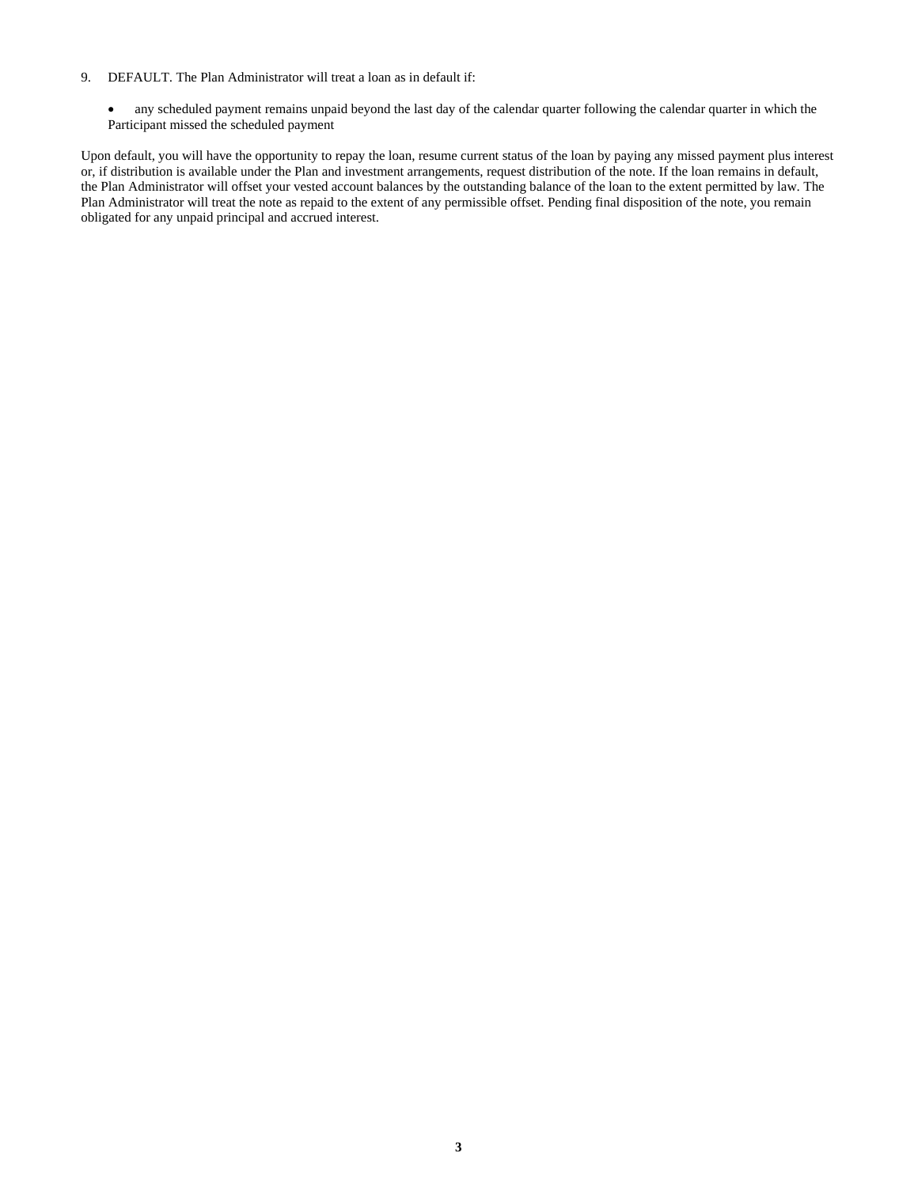9. DEFAULT. The Plan Administrator will treat a loan as in default if:

   - any scheduled payment remains unpaid beyond the last day of the calendar quarter following the calendar quarter in which the Participant missed the scheduled payment

Upon default, you will have the opportunity to repay the loan, resume current status of the loan by paying any missed payment plus interest or, if distribution is available under the Plan and investment arrangements, request distribution of the note. If the loan remains in default, the Plan Administrator will offset your vested account balances by the outstanding balance of the loan to the extent permitted by law. The Plan Administrator will treat the note as repaid to the extent of any permissible offset. Pending final disposition of the note, you remain obligated for any unpaid principal and accrued interest.